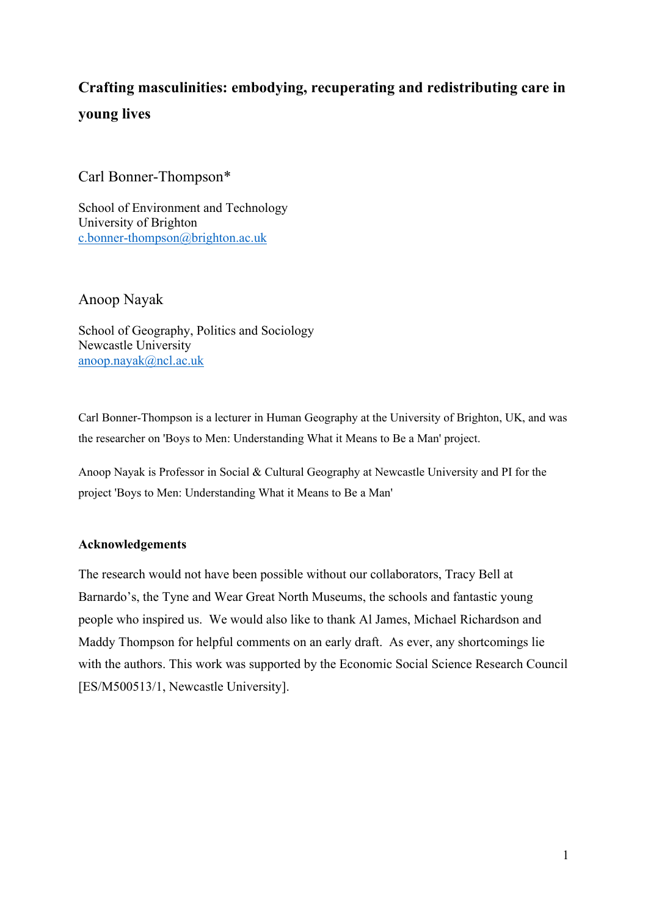# Crafting masculinities: embodying, recuperating and redistributing care in young lives

Carl Bonner-Thompson*

School of Environment and Technology
University of Brighton
c.bonner-thompson@brighton.ac.uk

Anoop Nayak

School of Geography, Politics and Sociology
Newcastle University
anoop.nayak@ncl.ac.uk

Carl Bonner-Thompson is a lecturer in Human Geography at the University of Brighton, UK, and was the researcher on 'Boys to Men: Understanding What it Means to Be a Man' project.

Anoop Nayak is Professor in Social & Cultural Geography at Newcastle University and PI for the project 'Boys to Men: Understanding What it Means to Be a Man'

**Acknowledgements**

The research would not have been possible without our collaborators, Tracy Bell at Barnardo's, the Tyne and Wear Great North Museums, the schools and fantastic young people who inspired us. We would also like to thank Al James, Michael Richardson and Maddy Thompson for helpful comments on an early draft. As ever, any shortcomings lie with the authors. This work was supported by the Economic Social Science Research Council [ES/M500513/1, Newcastle University].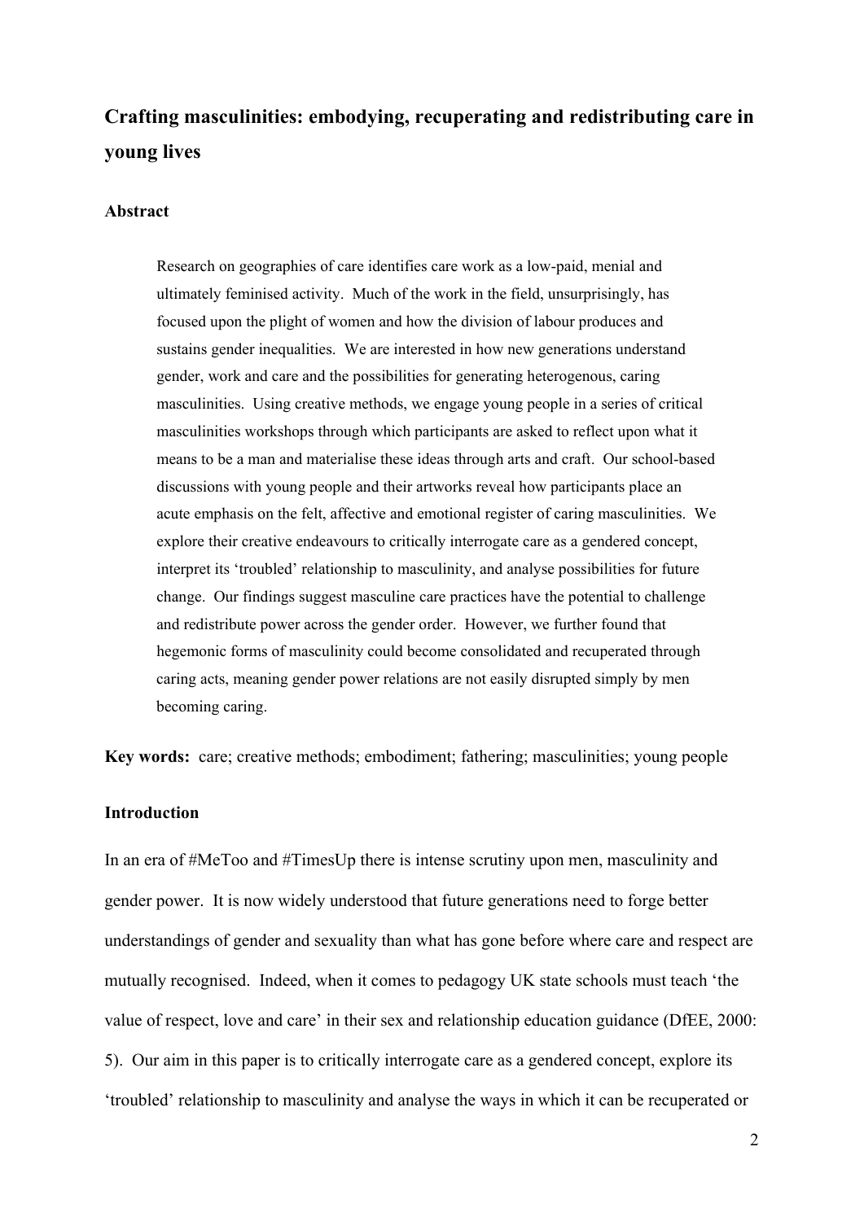## Crafting masculinities: embodying, recuperating and redistributing care in young lives

### Abstract

> Research on geographies of care identifies care work as a low-paid, menial and ultimately feminised activity. Much of the work in the field, unsurprisingly, has focused upon the plight of women and how the division of labour produces and sustains gender inequalities. We are interested in how new generations understand gender, work and care and the possibilities for generating heterogenous, caring masculinities. Using creative methods, we engage young people in a series of critical masculinities workshops through which participants are asked to reflect upon what it means to be a man and materialise these ideas through arts and craft. Our school-based discussions with young people and their artworks reveal how participants place an acute emphasis on the felt, affective and emotional register of caring masculinities. We explore their creative endeavours to critically interrogate care as a gendered concept, interpret its 'troubled' relationship to masculinity, and analyse possibilities for future change. Our findings suggest masculine care practices have the potential to challenge and redistribute power across the gender order. However, we further found that hegemonic forms of masculinity could become consolidated and recuperated through caring acts, meaning gender power relations are not easily disrupted simply by men becoming caring.

**Key words:** care; creative methods; embodiment; fathering; masculinities; young people

### Introduction

In an era of #MeToo and #TimesUp there is intense scrutiny upon men, masculinity and gender power. It is now widely understood that future generations need to forge better understandings of gender and sexuality than what has gone before where care and respect are mutually recognised. Indeed, when it comes to pedagogy UK state schools must teach 'the value of respect, love and care' in their sex and relationship education guidance (DfEE, 2000: 5). Our aim in this paper is to critically interrogate care as a gendered concept, explore its 'troubled' relationship to masculinity and analyse the ways in which it can be recuperated or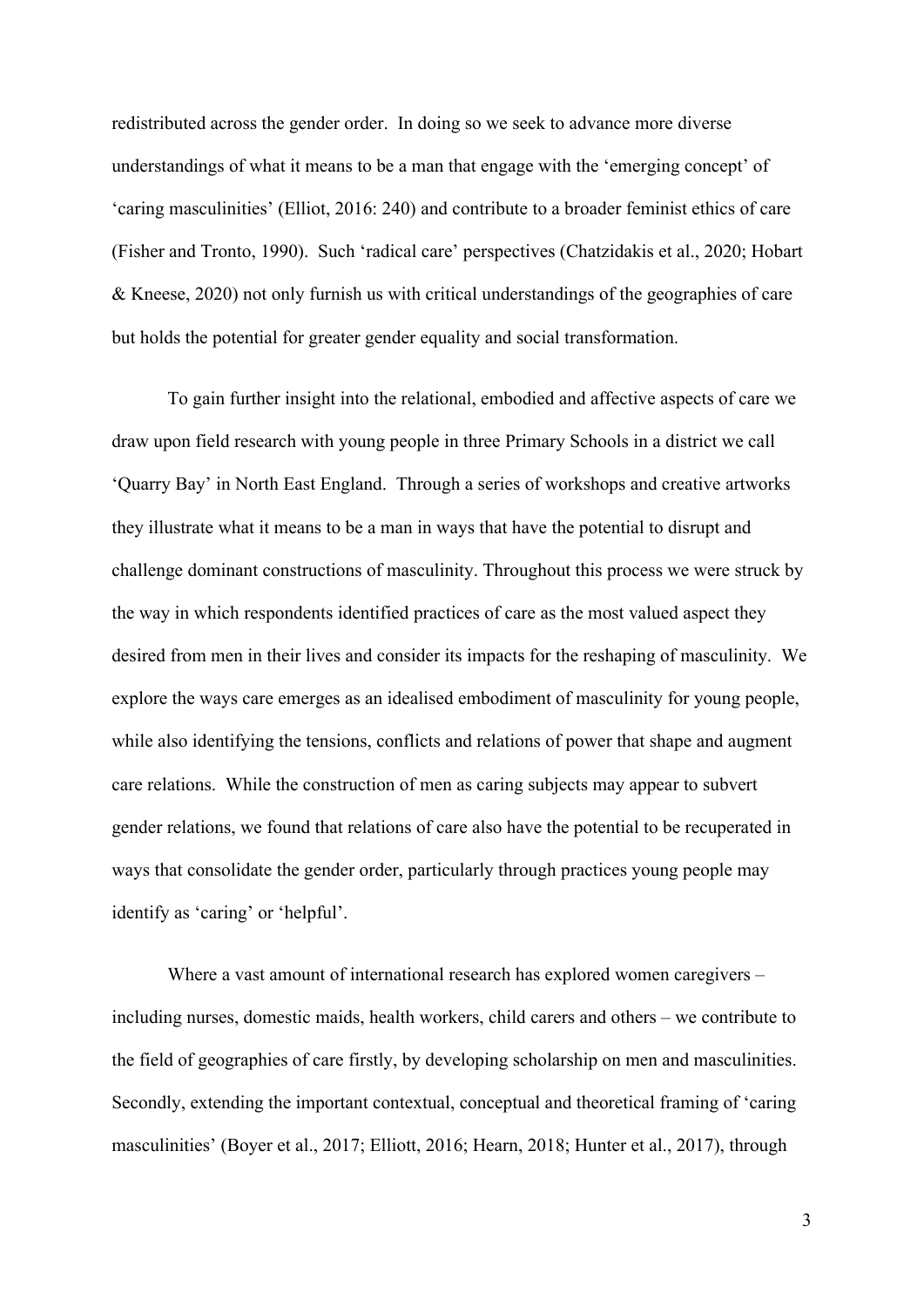redistributed across the gender order. In doing so we seek to advance more diverse understandings of what it means to be a man that engage with the 'emerging concept' of 'caring masculinities' (Elliot, 2016: 240) and contribute to a broader feminist ethics of care (Fisher and Tronto, 1990). Such 'radical care' perspectives (Chatzidakis et al., 2020; Hobart & Kneese, 2020) not only furnish us with critical understandings of the geographies of care but holds the potential for greater gender equality and social transformation.

To gain further insight into the relational, embodied and affective aspects of care we draw upon field research with young people in three Primary Schools in a district we call 'Quarry Bay' in North East England. Through a series of workshops and creative artworks they illustrate what it means to be a man in ways that have the potential to disrupt and challenge dominant constructions of masculinity. Throughout this process we were struck by the way in which respondents identified practices of care as the most valued aspect they desired from men in their lives and consider its impacts for the reshaping of masculinity. We explore the ways care emerges as an idealised embodiment of masculinity for young people, while also identifying the tensions, conflicts and relations of power that shape and augment care relations. While the construction of men as caring subjects may appear to subvert gender relations, we found that relations of care also have the potential to be recuperated in ways that consolidate the gender order, particularly through practices young people may identify as 'caring' or 'helpful'.

Where a vast amount of international research has explored women caregivers – including nurses, domestic maids, health workers, child carers and others – we contribute to the field of geographies of care firstly, by developing scholarship on men and masculinities. Secondly, extending the important contextual, conceptual and theoretical framing of 'caring masculinities' (Boyer et al., 2017; Elliott, 2016; Hearn, 2018; Hunter et al., 2017), through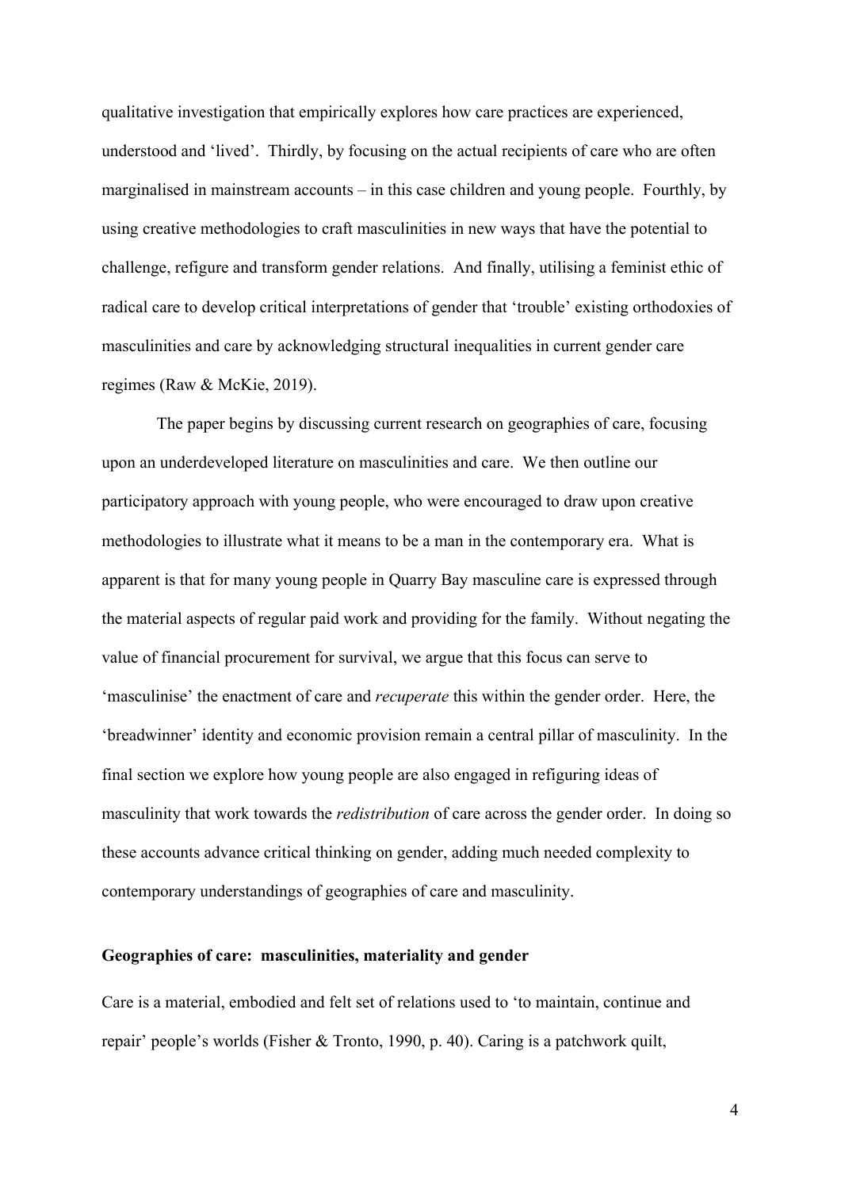qualitative investigation that empirically explores how care practices are experienced, understood and 'lived'. Thirdly, by focusing on the actual recipients of care who are often marginalised in mainstream accounts – in this case children and young people. Fourthly, by using creative methodologies to craft masculinities in new ways that have the potential to challenge, refigure and transform gender relations. And finally, utilising a feminist ethic of radical care to develop critical interpretations of gender that 'trouble' existing orthodoxies of masculinities and care by acknowledging structural inequalities in current gender care regimes (Raw & McKie, 2019).

The paper begins by discussing current research on geographies of care, focusing upon an underdeveloped literature on masculinities and care. We then outline our participatory approach with young people, who were encouraged to draw upon creative methodologies to illustrate what it means to be a man in the contemporary era. What is apparent is that for many young people in Quarry Bay masculine care is expressed through the material aspects of regular paid work and providing for the family. Without negating the value of financial procurement for survival, we argue that this focus can serve to 'masculinise' the enactment of care and *recuperate* this within the gender order. Here, the 'breadwinner' identity and economic provision remain a central pillar of masculinity. In the final section we explore how young people are also engaged in refiguring ideas of masculinity that work towards the *redistribution* of care across the gender order. In doing so these accounts advance critical thinking on gender, adding much needed complexity to contemporary understandings of geographies of care and masculinity.

## Geographies of care: masculinities, materiality and gender

Care is a material, embodied and felt set of relations used to 'to maintain, continue and repair' people's worlds (Fisher & Tronto, 1990, p. 40). Caring is a patchwork quilt,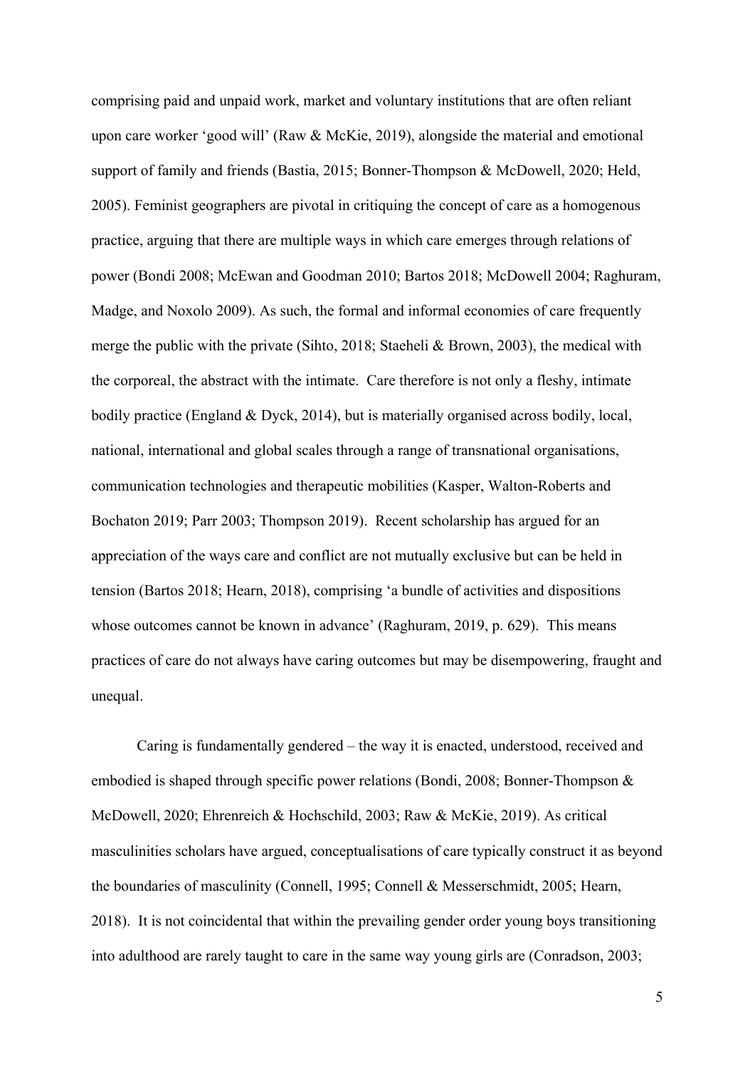comprising paid and unpaid work, market and voluntary institutions that are often reliant upon care worker 'good will' (Raw & McKie, 2019), alongside the material and emotional support of family and friends (Bastia, 2015; Bonner-Thompson & McDowell, 2020; Held, 2005). Feminist geographers are pivotal in critiquing the concept of care as a homogenous practice, arguing that there are multiple ways in which care emerges through relations of power (Bondi 2008; McEwan and Goodman 2010; Bartos 2018; McDowell 2004; Raghuram, Madge, and Noxolo 2009). As such, the formal and informal economies of care frequently merge the public with the private (Sihto, 2018; Staeheli & Brown, 2003), the medical with the corporeal, the abstract with the intimate. Care therefore is not only a fleshy, intimate bodily practice (England & Dyck, 2014), but is materially organised across bodily, local, national, international and global scales through a range of transnational organisations, communication technologies and therapeutic mobilities (Kasper, Walton-Roberts and Bochaton 2019; Parr 2003; Thompson 2019). Recent scholarship has argued for an appreciation of the ways care and conflict are not mutually exclusive but can be held in tension (Bartos 2018; Hearn, 2018), comprising 'a bundle of activities and dispositions whose outcomes cannot be known in advance' (Raghuram, 2019, p. 629). This means practices of care do not always have caring outcomes but may be disempowering, fraught and unequal.

Caring is fundamentally gendered – the way it is enacted, understood, received and embodied is shaped through specific power relations (Bondi, 2008; Bonner-Thompson & McDowell, 2020; Ehrenreich & Hochschild, 2003; Raw & McKie, 2019). As critical masculinities scholars have argued, conceptualisations of care typically construct it as beyond the boundaries of masculinity (Connell, 1995; Connell & Messerschmidt, 2005; Hearn, 2018). It is not coincidental that within the prevailing gender order young boys transitioning into adulthood are rarely taught to care in the same way young girls are (Conradson, 2003;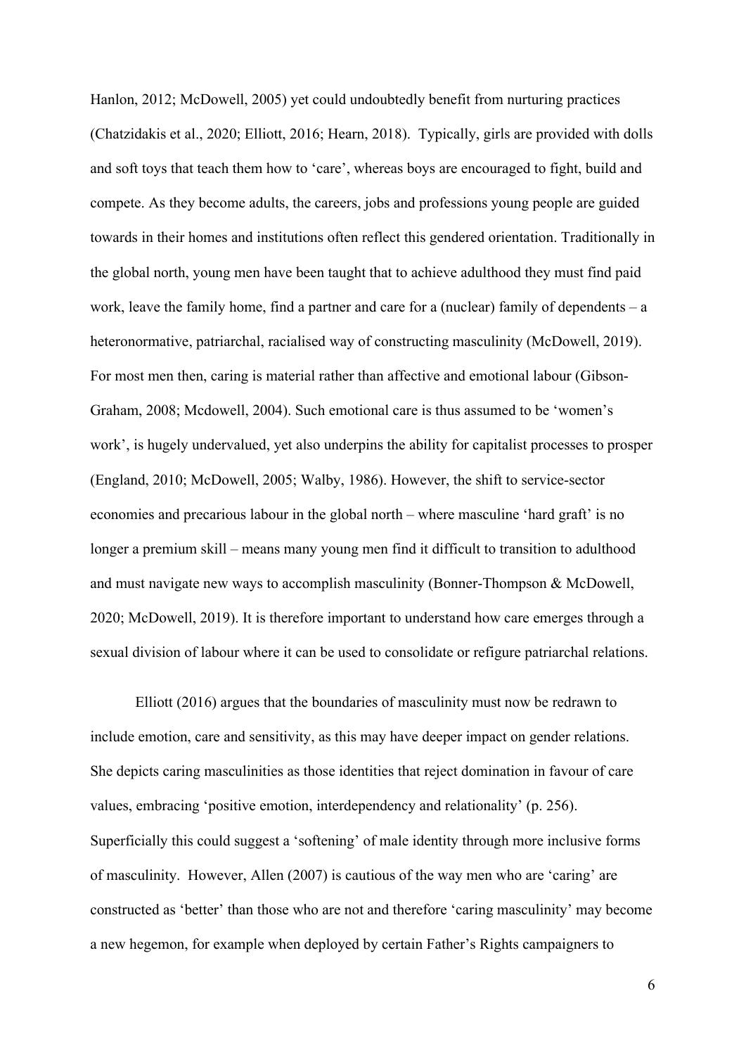Hanlon, 2012; McDowell, 2005) yet could undoubtedly benefit from nurturing practices (Chatzidakis et al., 2020; Elliott, 2016; Hearn, 2018). Typically, girls are provided with dolls and soft toys that teach them how to 'care', whereas boys are encouraged to fight, build and compete. As they become adults, the careers, jobs and professions young people are guided towards in their homes and institutions often reflect this gendered orientation. Traditionally in the global north, young men have been taught that to achieve adulthood they must find paid work, leave the family home, find a partner and care for a (nuclear) family of dependents – a heteronormative, patriarchal, racialised way of constructing masculinity (McDowell, 2019). For most men then, caring is material rather than affective and emotional labour (Gibson-Graham, 2008; Mcdowell, 2004). Such emotional care is thus assumed to be 'women's work', is hugely undervalued, yet also underpins the ability for capitalist processes to prosper (England, 2010; McDowell, 2005; Walby, 1986). However, the shift to service-sector economies and precarious labour in the global north – where masculine 'hard graft' is no longer a premium skill – means many young men find it difficult to transition to adulthood and must navigate new ways to accomplish masculinity (Bonner-Thompson & McDowell, 2020; McDowell, 2019). It is therefore important to understand how care emerges through a sexual division of labour where it can be used to consolidate or refigure patriarchal relations.

Elliott (2016) argues that the boundaries of masculinity must now be redrawn to include emotion, care and sensitivity, as this may have deeper impact on gender relations. She depicts caring masculinities as those identities that reject domination in favour of care values, embracing 'positive emotion, interdependency and relationality' (p. 256). Superficially this could suggest a 'softening' of male identity through more inclusive forms of masculinity. However, Allen (2007) is cautious of the way men who are 'caring' are constructed as 'better' than those who are not and therefore 'caring masculinity' may become a new hegemon, for example when deployed by certain Father's Rights campaigners to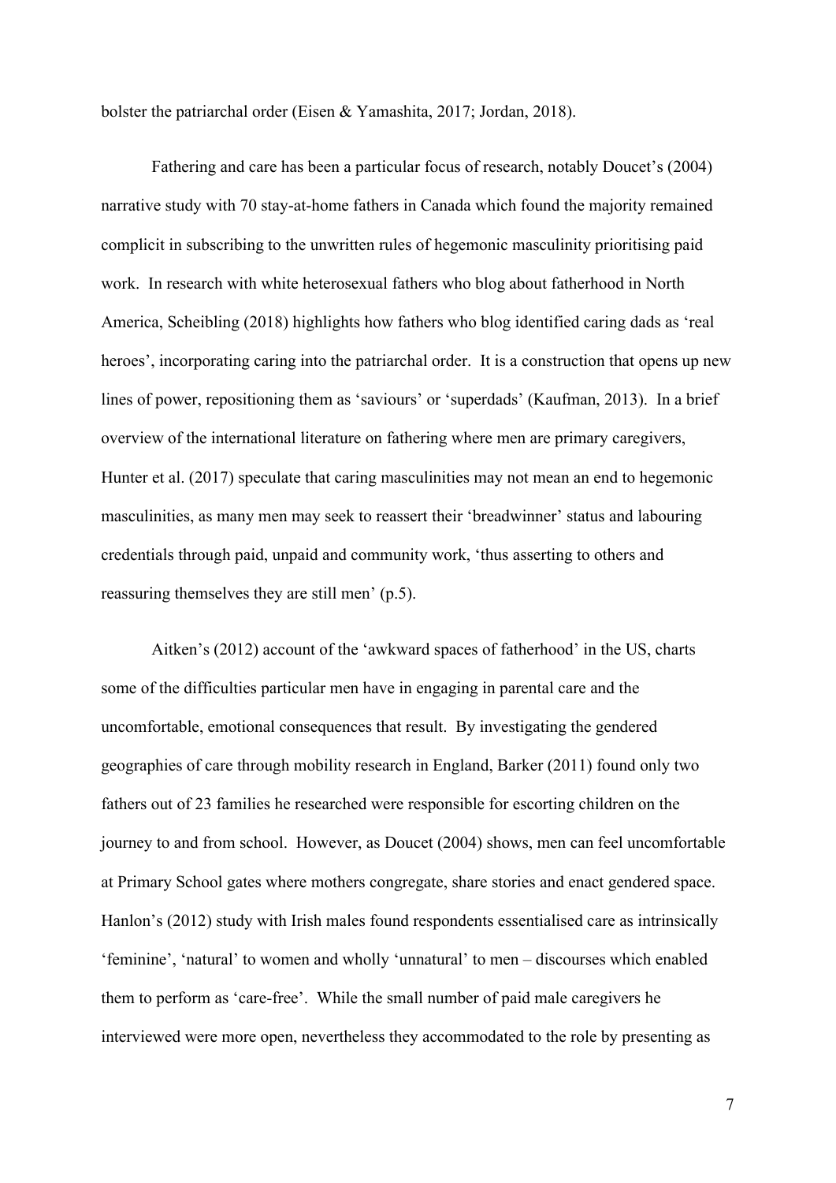bolster the patriarchal order (Eisen & Yamashita, 2017; Jordan, 2018).

Fathering and care has been a particular focus of research, notably Doucet's (2004) narrative study with 70 stay-at-home fathers in Canada which found the majority remained complicit in subscribing to the unwritten rules of hegemonic masculinity prioritising paid work. In research with white heterosexual fathers who blog about fatherhood in North America, Scheibling (2018) highlights how fathers who blog identified caring dads as 'real heroes', incorporating caring into the patriarchal order. It is a construction that opens up new lines of power, repositioning them as 'saviours' or 'superdads' (Kaufman, 2013). In a brief overview of the international literature on fathering where men are primary caregivers, Hunter et al. (2017) speculate that caring masculinities may not mean an end to hegemonic masculinities, as many men may seek to reassert their 'breadwinner' status and labouring credentials through paid, unpaid and community work, 'thus asserting to others and reassuring themselves they are still men' (p.5).

Aitken's (2012) account of the 'awkward spaces of fatherhood' in the US, charts some of the difficulties particular men have in engaging in parental care and the uncomfortable, emotional consequences that result. By investigating the gendered geographies of care through mobility research in England, Barker (2011) found only two fathers out of 23 families he researched were responsible for escorting children on the journey to and from school. However, as Doucet (2004) shows, men can feel uncomfortable at Primary School gates where mothers congregate, share stories and enact gendered space. Hanlon's (2012) study with Irish males found respondents essentialised care as intrinsically 'feminine', 'natural' to women and wholly 'unnatural' to men – discourses which enabled them to perform as 'care-free'. While the small number of paid male caregivers he interviewed were more open, nevertheless they accommodated to the role by presenting as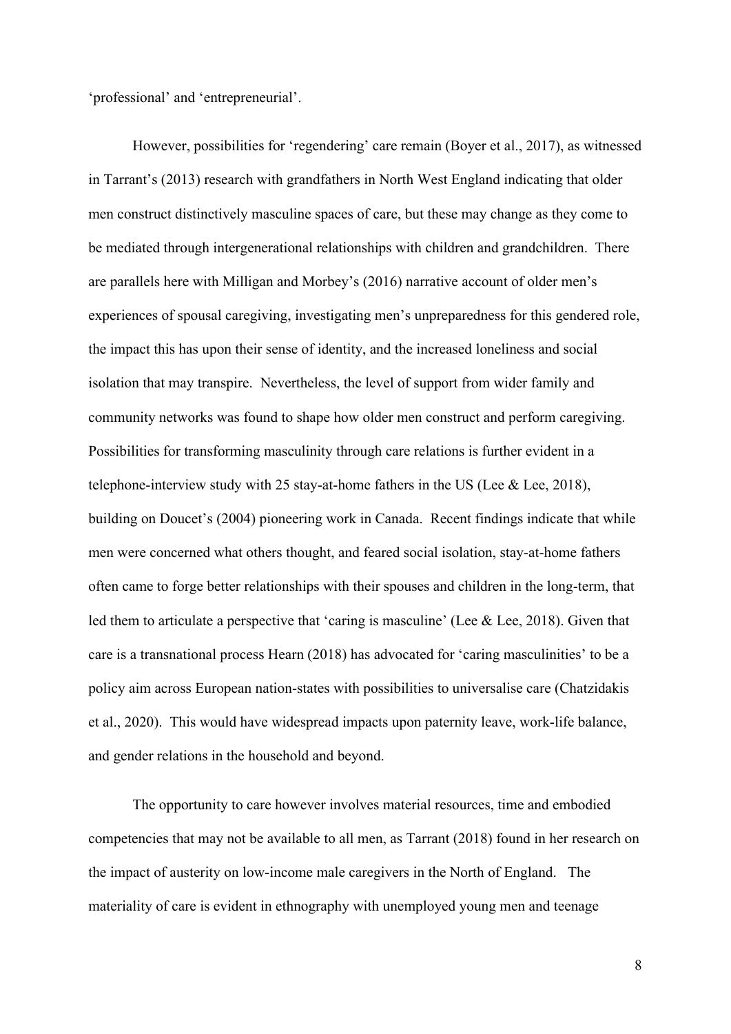'professional' and 'entrepreneurial'.

However, possibilities for 'regendering' care remain (Boyer et al., 2017), as witnessed in Tarrant's (2013) research with grandfathers in North West England indicating that older men construct distinctively masculine spaces of care, but these may change as they come to be mediated through intergenerational relationships with children and grandchildren. There are parallels here with Milligan and Morbey's (2016) narrative account of older men's experiences of spousal caregiving, investigating men's unpreparedness for this gendered role, the impact this has upon their sense of identity, and the increased loneliness and social isolation that may transpire. Nevertheless, the level of support from wider family and community networks was found to shape how older men construct and perform caregiving. Possibilities for transforming masculinity through care relations is further evident in a telephone-interview study with 25 stay-at-home fathers in the US (Lee & Lee, 2018), building on Doucet's (2004) pioneering work in Canada. Recent findings indicate that while men were concerned what others thought, and feared social isolation, stay-at-home fathers often came to forge better relationships with their spouses and children in the long-term, that led them to articulate a perspective that 'caring is masculine' (Lee & Lee, 2018). Given that care is a transnational process Hearn (2018) has advocated for 'caring masculinities' to be a policy aim across European nation-states with possibilities to universalise care (Chatzidakis et al., 2020). This would have widespread impacts upon paternity leave, work-life balance, and gender relations in the household and beyond.

The opportunity to care however involves material resources, time and embodied competencies that may not be available to all men, as Tarrant (2018) found in her research on the impact of austerity on low-income male caregivers in the North of England. The materiality of care is evident in ethnography with unemployed young men and teenage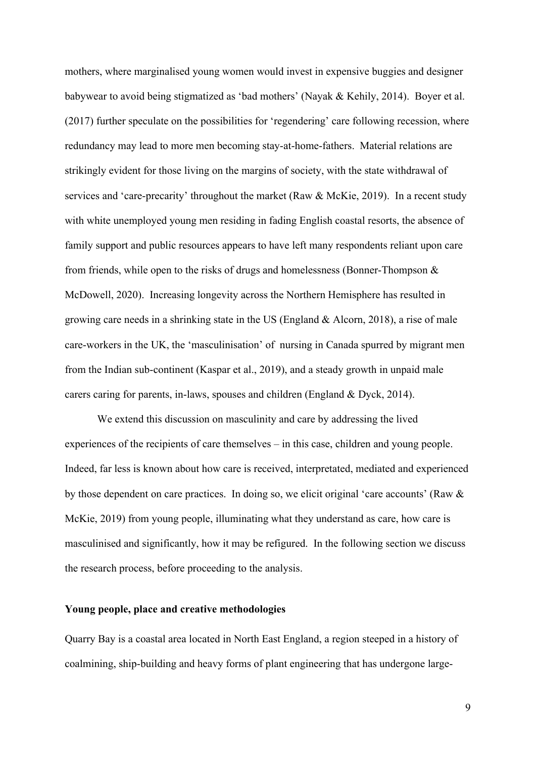mothers, where marginalised young women would invest in expensive buggies and designer babywear to avoid being stigmatized as 'bad mothers' (Nayak & Kehily, 2014). Boyer et al. (2017) further speculate on the possibilities for 'regendering' care following recession, where redundancy may lead to more men becoming stay-at-home-fathers. Material relations are strikingly evident for those living on the margins of society, with the state withdrawal of services and 'care-precarity' throughout the market (Raw & McKie, 2019). In a recent study with white unemployed young men residing in fading English coastal resorts, the absence of family support and public resources appears to have left many respondents reliant upon care from friends, while open to the risks of drugs and homelessness (Bonner-Thompson & McDowell, 2020). Increasing longevity across the Northern Hemisphere has resulted in growing care needs in a shrinking state in the US (England & Alcorn, 2018), a rise of male care-workers in the UK, the 'masculinisation' of nursing in Canada spurred by migrant men from the Indian sub-continent (Kaspar et al., 2019), and a steady growth in unpaid male carers caring for parents, in-laws, spouses and children (England & Dyck, 2014).

We extend this discussion on masculinity and care by addressing the lived experiences of the recipients of care themselves – in this case, children and young people. Indeed, far less is known about how care is received, interpretated, mediated and experienced by those dependent on care practices. In doing so, we elicit original 'care accounts' (Raw & McKie, 2019) from young people, illuminating what they understand as care, how care is masculinised and significantly, how it may be refigured. In the following section we discuss the research process, before proceeding to the analysis.

## Young people, place and creative methodologies

Quarry Bay is a coastal area located in North East England, a region steeped in a history of coalmining, ship-building and heavy forms of plant engineering that has undergone large-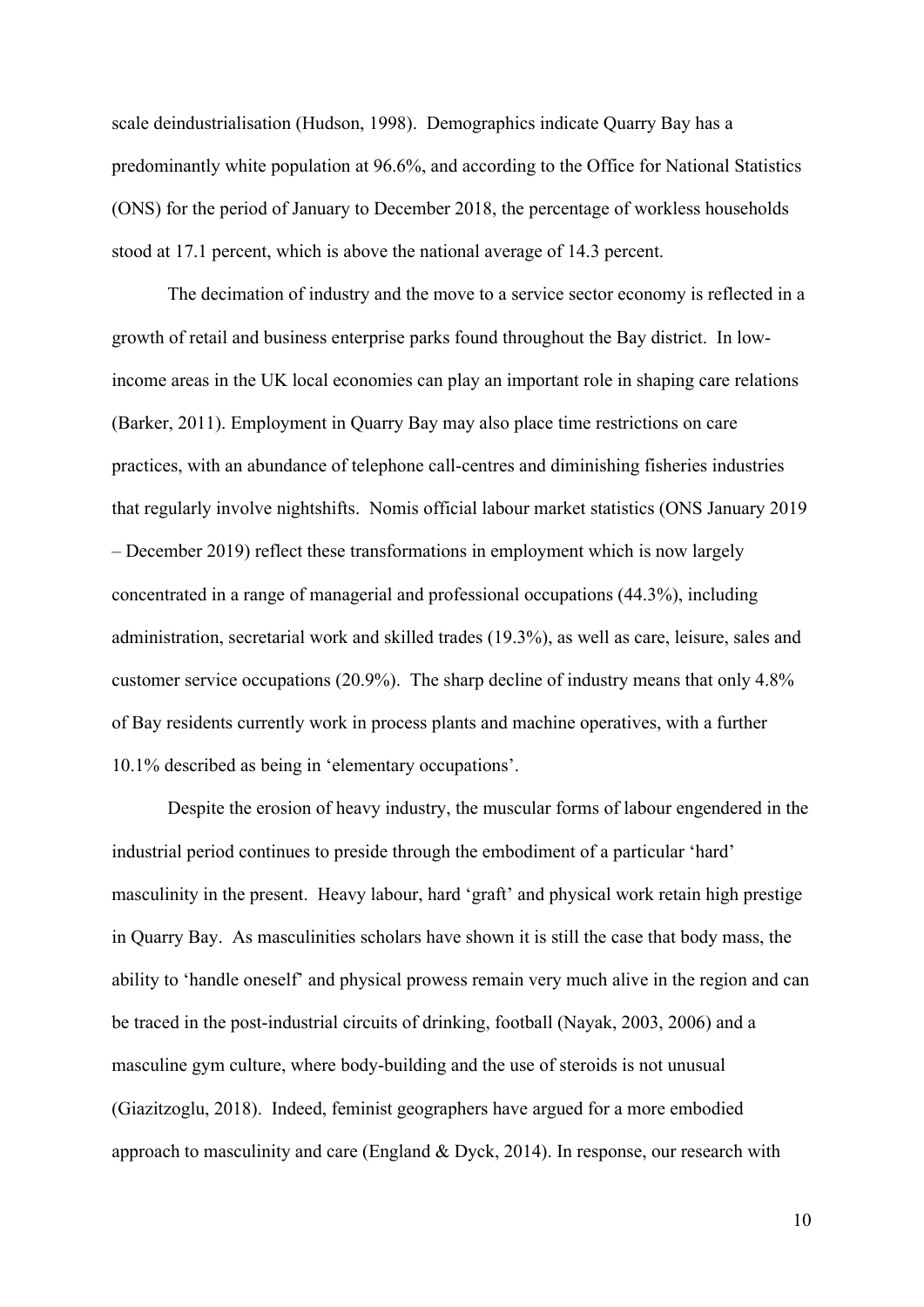scale deindustrialisation (Hudson, 1998). Demographics indicate Quarry Bay has a predominantly white population at 96.6%, and according to the Office for National Statistics (ONS) for the period of January to December 2018, the percentage of workless households stood at 17.1 percent, which is above the national average of 14.3 percent.

The decimation of industry and the move to a service sector economy is reflected in a growth of retail and business enterprise parks found throughout the Bay district. In low-income areas in the UK local economies can play an important role in shaping care relations (Barker, 2011). Employment in Quarry Bay may also place time restrictions on care practices, with an abundance of telephone call-centres and diminishing fisheries industries that regularly involve nightshifts. Nomis official labour market statistics (ONS January 2019 – December 2019) reflect these transformations in employment which is now largely concentrated in a range of managerial and professional occupations (44.3%), including administration, secretarial work and skilled trades (19.3%), as well as care, leisure, sales and customer service occupations (20.9%). The sharp decline of industry means that only 4.8% of Bay residents currently work in process plants and machine operatives, with a further 10.1% described as being in 'elementary occupations'.

Despite the erosion of heavy industry, the muscular forms of labour engendered in the industrial period continues to preside through the embodiment of a particular 'hard' masculinity in the present. Heavy labour, hard 'graft' and physical work retain high prestige in Quarry Bay. As masculinities scholars have shown it is still the case that body mass, the ability to 'handle oneself' and physical prowess remain very much alive in the region and can be traced in the post-industrial circuits of drinking, football (Nayak, 2003, 2006) and a masculine gym culture, where body-building and the use of steroids is not unusual (Giazitzoglu, 2018). Indeed, feminist geographers have argued for a more embodied approach to masculinity and care (England & Dyck, 2014). In response, our research with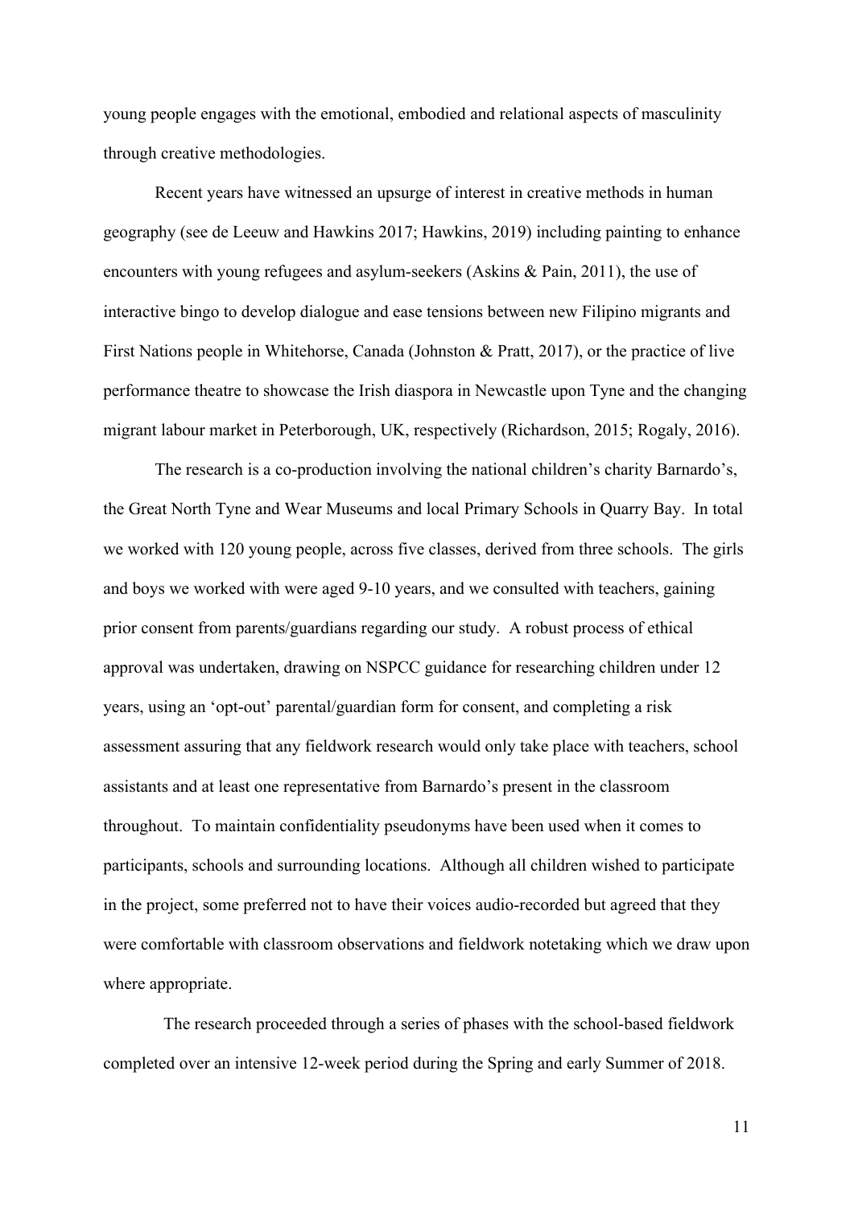young people engages with the emotional, embodied and relational aspects of masculinity through creative methodologies.

Recent years have witnessed an upsurge of interest in creative methods in human geography (see de Leeuw and Hawkins 2017; Hawkins, 2019) including painting to enhance encounters with young refugees and asylum-seekers (Askins & Pain, 2011), the use of interactive bingo to develop dialogue and ease tensions between new Filipino migrants and First Nations people in Whitehorse, Canada (Johnston & Pratt, 2017), or the practice of live performance theatre to showcase the Irish diaspora in Newcastle upon Tyne and the changing migrant labour market in Peterborough, UK, respectively (Richardson, 2015; Rogaly, 2016).

The research is a co-production involving the national children's charity Barnardo's, the Great North Tyne and Wear Museums and local Primary Schools in Quarry Bay. In total we worked with 120 young people, across five classes, derived from three schools. The girls and boys we worked with were aged 9-10 years, and we consulted with teachers, gaining prior consent from parents/guardians regarding our study. A robust process of ethical approval was undertaken, drawing on NSPCC guidance for researching children under 12 years, using an 'opt-out' parental/guardian form for consent, and completing a risk assessment assuring that any fieldwork research would only take place with teachers, school assistants and at least one representative from Barnardo's present in the classroom throughout. To maintain confidentiality pseudonyms have been used when it comes to participants, schools and surrounding locations. Although all children wished to participate in the project, some preferred not to have their voices audio-recorded but agreed that they were comfortable with classroom observations and fieldwork notetaking which we draw upon where appropriate.

The research proceeded through a series of phases with the school-based fieldwork completed over an intensive 12-week period during the Spring and early Summer of 2018.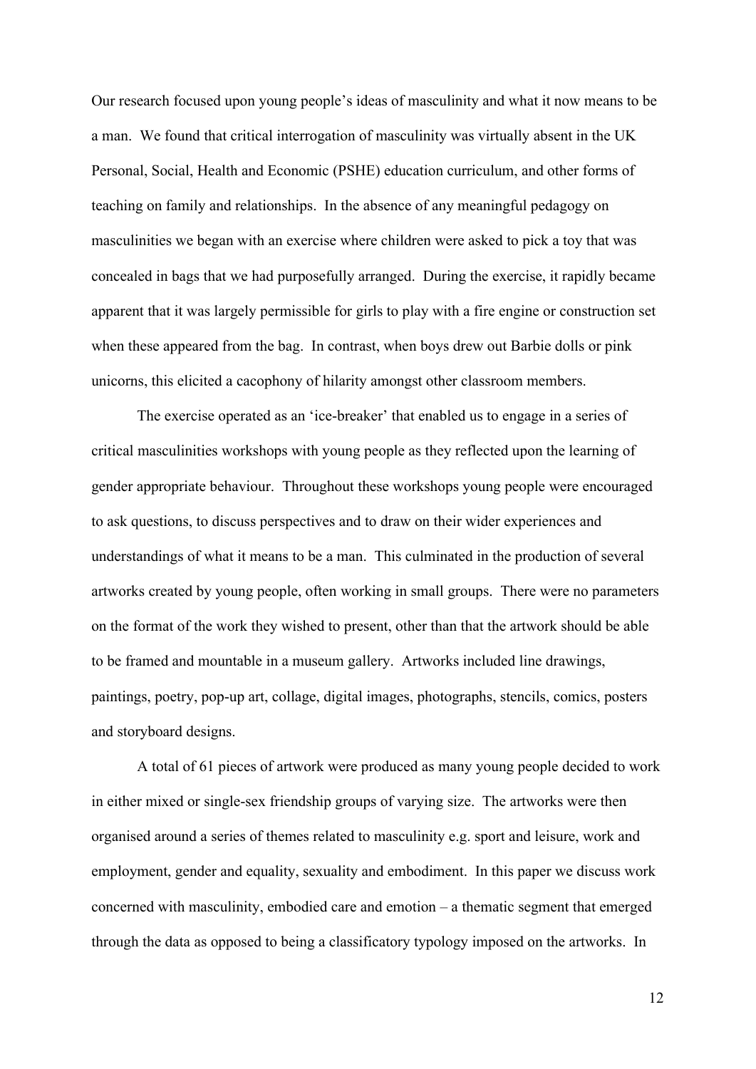Our research focused upon young people's ideas of masculinity and what it now means to be a man. We found that critical interrogation of masculinity was virtually absent in the UK Personal, Social, Health and Economic (PSHE) education curriculum, and other forms of teaching on family and relationships. In the absence of any meaningful pedagogy on masculinities we began with an exercise where children were asked to pick a toy that was concealed in bags that we had purposefully arranged. During the exercise, it rapidly became apparent that it was largely permissible for girls to play with a fire engine or construction set when these appeared from the bag. In contrast, when boys drew out Barbie dolls or pink unicorns, this elicited a cacophony of hilarity amongst other classroom members.

The exercise operated as an 'ice-breaker' that enabled us to engage in a series of critical masculinities workshops with young people as they reflected upon the learning of gender appropriate behaviour. Throughout these workshops young people were encouraged to ask questions, to discuss perspectives and to draw on their wider experiences and understandings of what it means to be a man. This culminated in the production of several artworks created by young people, often working in small groups. There were no parameters on the format of the work they wished to present, other than that the artwork should be able to be framed and mountable in a museum gallery. Artworks included line drawings, paintings, poetry, pop-up art, collage, digital images, photographs, stencils, comics, posters and storyboard designs.

A total of 61 pieces of artwork were produced as many young people decided to work in either mixed or single-sex friendship groups of varying size. The artworks were then organised around a series of themes related to masculinity e.g. sport and leisure, work and employment, gender and equality, sexuality and embodiment. In this paper we discuss work concerned with masculinity, embodied care and emotion – a thematic segment that emerged through the data as opposed to being a classificatory typology imposed on the artworks. In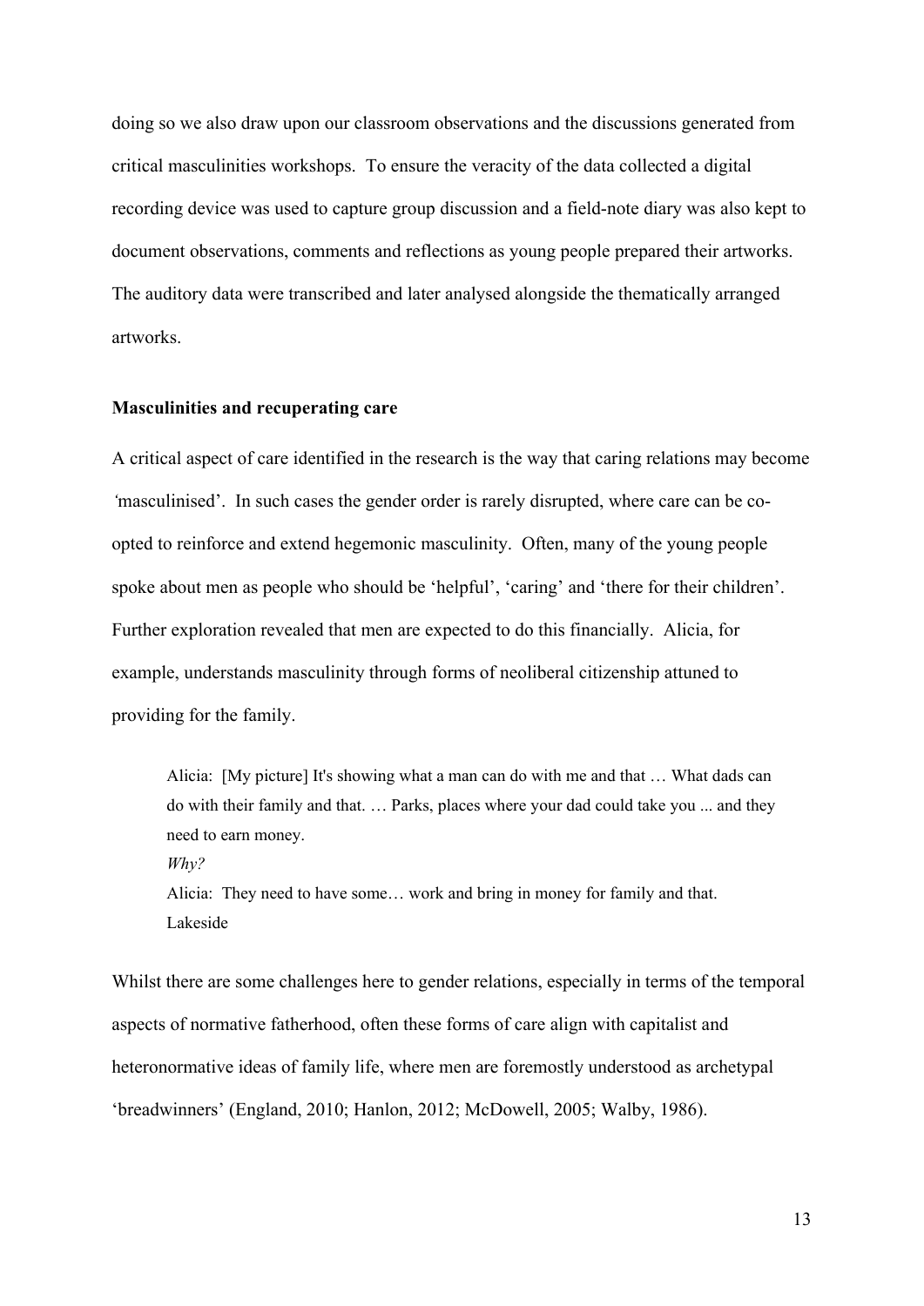doing so we also draw upon our classroom observations and the discussions generated from critical masculinities workshops. To ensure the veracity of the data collected a digital recording device was used to capture group discussion and a field-note diary was also kept to document observations, comments and reflections as young people prepared their artworks. The auditory data were transcribed and later analysed alongside the thematically arranged artworks.

**Masculinities and recuperating care**

A critical aspect of care identified in the research is the way that caring relations may become 'masculinised'. In such cases the gender order is rarely disrupted, where care can be co-opted to reinforce and extend hegemonic masculinity. Often, many of the young people spoke about men as people who should be 'helpful', 'caring' and 'there for their children'. Further exploration revealed that men are expected to do this financially. Alicia, for example, understands masculinity through forms of neoliberal citizenship attuned to providing for the family.

> Alicia: [My picture] It's showing what a man can do with me and that … What dads can do with their family and that. … Parks, places where your dad could take you ... and they need to earn money.
> *Why?*
> Alicia: They need to have some… work and bring in money for family and that.
> Lakeside

Whilst there are some challenges here to gender relations, especially in terms of the temporal aspects of normative fatherhood, often these forms of care align with capitalist and heteronormative ideas of family life, where men are foremostly understood as archetypal 'breadwinners' (England, 2010; Hanlon, 2012; McDowell, 2005; Walby, 1986).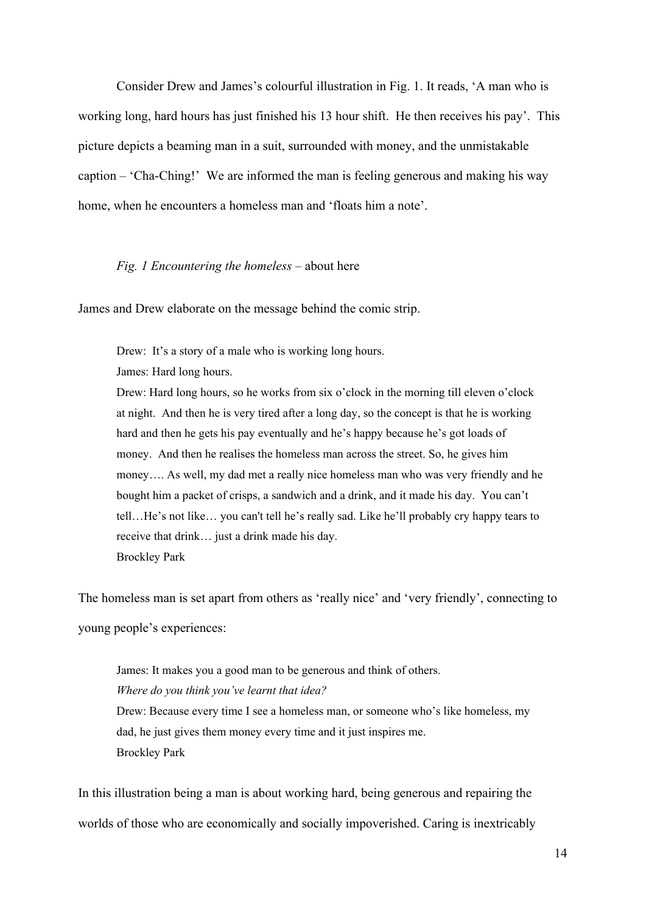Consider Drew and James's colourful illustration in Fig. 1. It reads, 'A man who is working long, hard hours has just finished his 13 hour shift. He then receives his pay'. This picture depicts a beaming man in a suit, surrounded with money, and the unmistakable caption – 'Cha-Ching!' We are informed the man is feeling generous and making his way home, when he encounters a homeless man and 'floats him a note'.

*Fig. 1 Encountering the homeless* – about here

James and Drew elaborate on the message behind the comic strip.

> Drew: It's a story of a male who is working long hours.
> James: Hard long hours.
> Drew: Hard long hours, so he works from six o'clock in the morning till eleven o'clock at night. And then he is very tired after a long day, so the concept is that he is working hard and then he gets his pay eventually and he's happy because he's got loads of money. And then he realises the homeless man across the street. So, he gives him money…. As well, my dad met a really nice homeless man who was very friendly and he bought him a packet of crisps, a sandwich and a drink, and it made his day. You can't tell…He's not like… you can't tell he's really sad. Like he'll probably cry happy tears to receive that drink… just a drink made his day.
> Brockley Park

The homeless man is set apart from others as 'really nice' and 'very friendly', connecting to young people's experiences:

> James: It makes you a good man to be generous and think of others.
> *Where do you think you've learnt that idea?*
> Drew: Because every time I see a homeless man, or someone who's like homeless, my dad, he just gives them money every time and it just inspires me.
> Brockley Park

In this illustration being a man is about working hard, being generous and repairing the worlds of those who are economically and socially impoverished. Caring is inextricably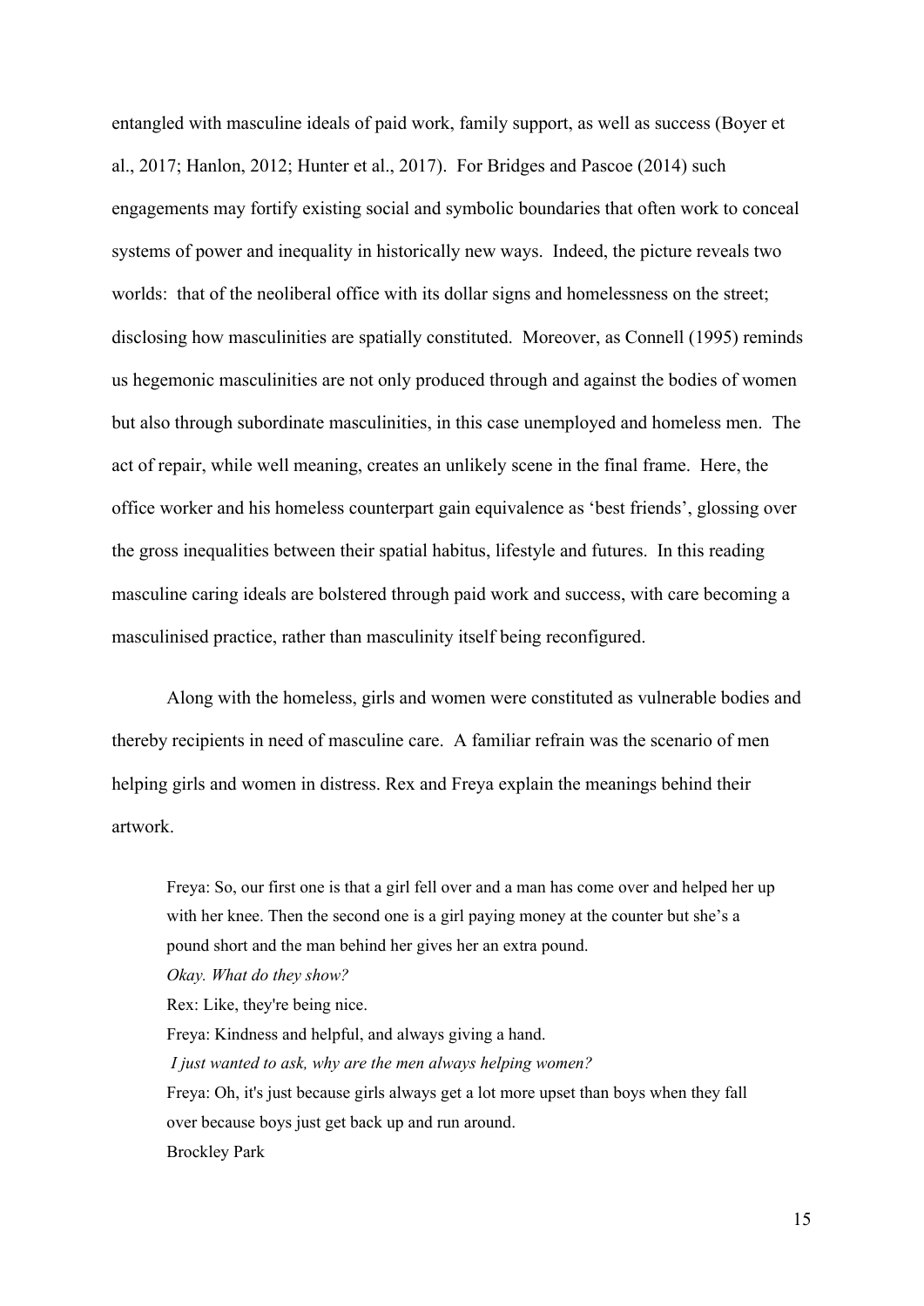entangled with masculine ideals of paid work, family support, as well as success (Boyer et al., 2017; Hanlon, 2012; Hunter et al., 2017). For Bridges and Pascoe (2014) such engagements may fortify existing social and symbolic boundaries that often work to conceal systems of power and inequality in historically new ways. Indeed, the picture reveals two worlds: that of the neoliberal office with its dollar signs and homelessness on the street; disclosing how masculinities are spatially constituted. Moreover, as Connell (1995) reminds us hegemonic masculinities are not only produced through and against the bodies of women but also through subordinate masculinities, in this case unemployed and homeless men. The act of repair, while well meaning, creates an unlikely scene in the final frame. Here, the office worker and his homeless counterpart gain equivalence as 'best friends', glossing over the gross inequalities between their spatial habitus, lifestyle and futures. In this reading masculine caring ideals are bolstered through paid work and success, with care becoming a masculinised practice, rather than masculinity itself being reconfigured.

Along with the homeless, girls and women were constituted as vulnerable bodies and thereby recipients in need of masculine care. A familiar refrain was the scenario of men helping girls and women in distress. Rex and Freya explain the meanings behind their artwork.

> Freya: So, our first one is that a girl fell over and a man has come over and helped her up with her knee. Then the second one is a girl paying money at the counter but she's a pound short and the man behind her gives her an extra pound.
>
> *Okay. What do they show?*
>
> Rex: Like, they're being nice.
>
> Freya: Kindness and helpful, and always giving a hand.
>
> *I just wanted to ask, why are the men always helping women?*
>
> Freya: Oh, it's just because girls always get a lot more upset than boys when they fall over because boys just get back up and run around.
>
> Brockley Park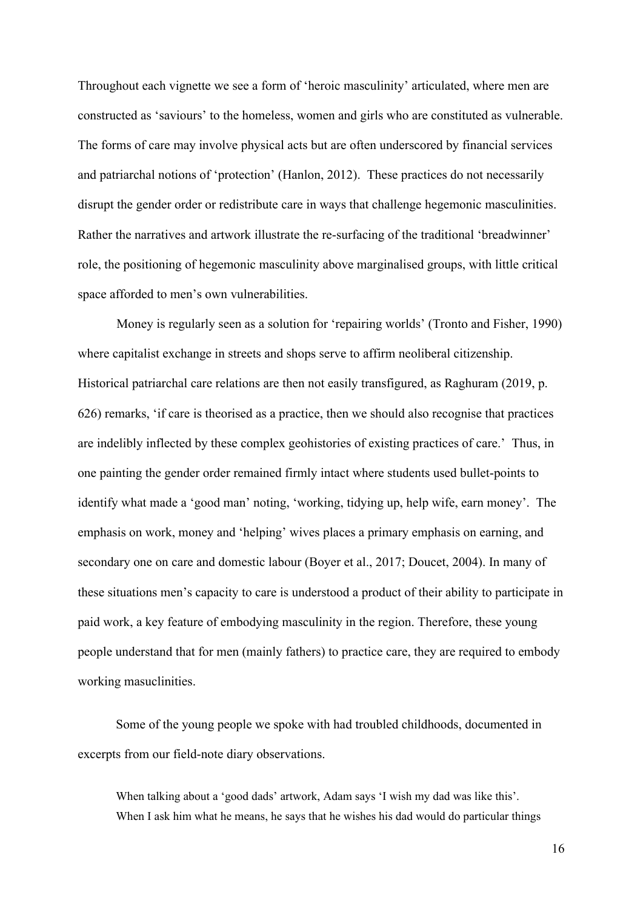Throughout each vignette we see a form of 'heroic masculinity' articulated, where men are constructed as 'saviours' to the homeless, women and girls who are constituted as vulnerable. The forms of care may involve physical acts but are often underscored by financial services and patriarchal notions of 'protection' (Hanlon, 2012). These practices do not necessarily disrupt the gender order or redistribute care in ways that challenge hegemonic masculinities. Rather the narratives and artwork illustrate the re-surfacing of the traditional 'breadwinner' role, the positioning of hegemonic masculinity above marginalised groups, with little critical space afforded to men's own vulnerabilities.

Money is regularly seen as a solution for 'repairing worlds' (Tronto and Fisher, 1990) where capitalist exchange in streets and shops serve to affirm neoliberal citizenship. Historical patriarchal care relations are then not easily transfigured, as Raghuram (2019, p. 626) remarks, 'if care is theorised as a practice, then we should also recognise that practices are indelibly inflected by these complex geohistories of existing practices of care.' Thus, in one painting the gender order remained firmly intact where students used bullet-points to identify what made a 'good man' noting, 'working, tidying up, help wife, earn money'. The emphasis on work, money and 'helping' wives places a primary emphasis on earning, and secondary one on care and domestic labour (Boyer et al., 2017; Doucet, 2004). In many of these situations men's capacity to care is understood a product of their ability to participate in paid work, a key feature of embodying masculinity in the region. Therefore, these young people understand that for men (mainly fathers) to practice care, they are required to embody working masuclinities.

Some of the young people we spoke with had troubled childhoods, documented in excerpts from our field-note diary observations.

> When talking about a 'good dads' artwork, Adam says 'I wish my dad was like this'. When I ask him what he means, he says that he wishes his dad would do particular things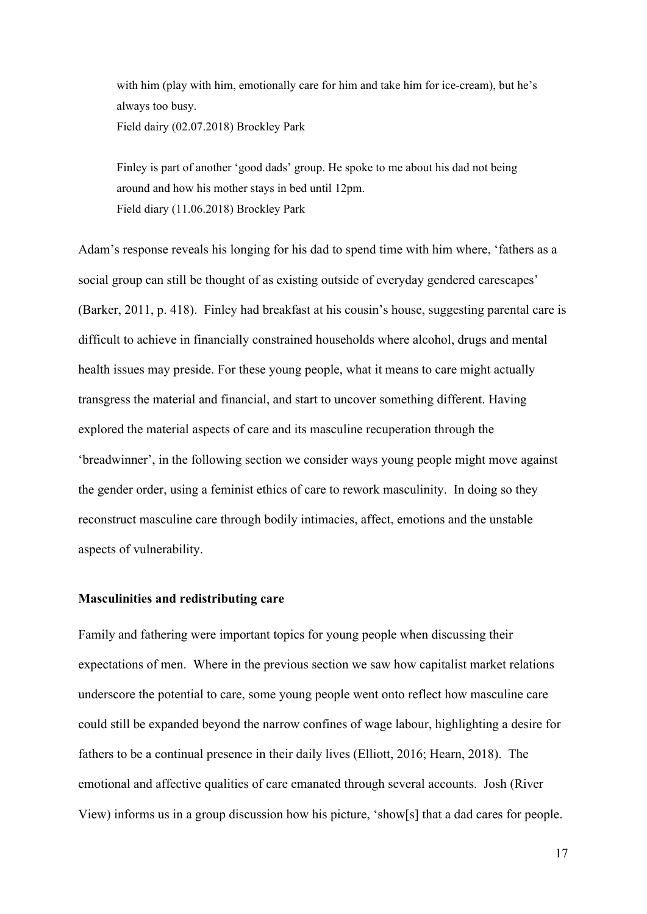> with him (play with him, emotionally care for him and take him for ice-cream), but he's always too busy.
> Field dairy (02.07.2018) Brockley Park

> Finley is part of another 'good dads' group. He spoke to me about his dad not being around and how his mother stays in bed until 12pm.
> Field diary (11.06.2018) Brockley Park

Adam's response reveals his longing for his dad to spend time with him where, 'fathers as a social group can still be thought of as existing outside of everyday gendered carescapes' (Barker, 2011, p. 418). Finley had breakfast at his cousin's house, suggesting parental care is difficult to achieve in financially constrained households where alcohol, drugs and mental health issues may preside. For these young people, what it means to care might actually transgress the material and financial, and start to uncover something different. Having explored the material aspects of care and its masculine recuperation through the 'breadwinner', in the following section we consider ways young people might move against the gender order, using a feminist ethics of care to rework masculinity. In doing so they reconstruct masculine care through bodily intimacies, affect, emotions and the unstable aspects of vulnerability.

**Masculinities and redistributing care**

Family and fathering were important topics for young people when discussing their expectations of men. Where in the previous section we saw how capitalist market relations underscore the potential to care, some young people went onto reflect how masculine care could still be expanded beyond the narrow confines of wage labour, highlighting a desire for fathers to be a continual presence in their daily lives (Elliott, 2016; Hearn, 2018). The emotional and affective qualities of care emanated through several accounts. Josh (River View) informs us in a group discussion how his picture, 'show[s] that a dad cares for people.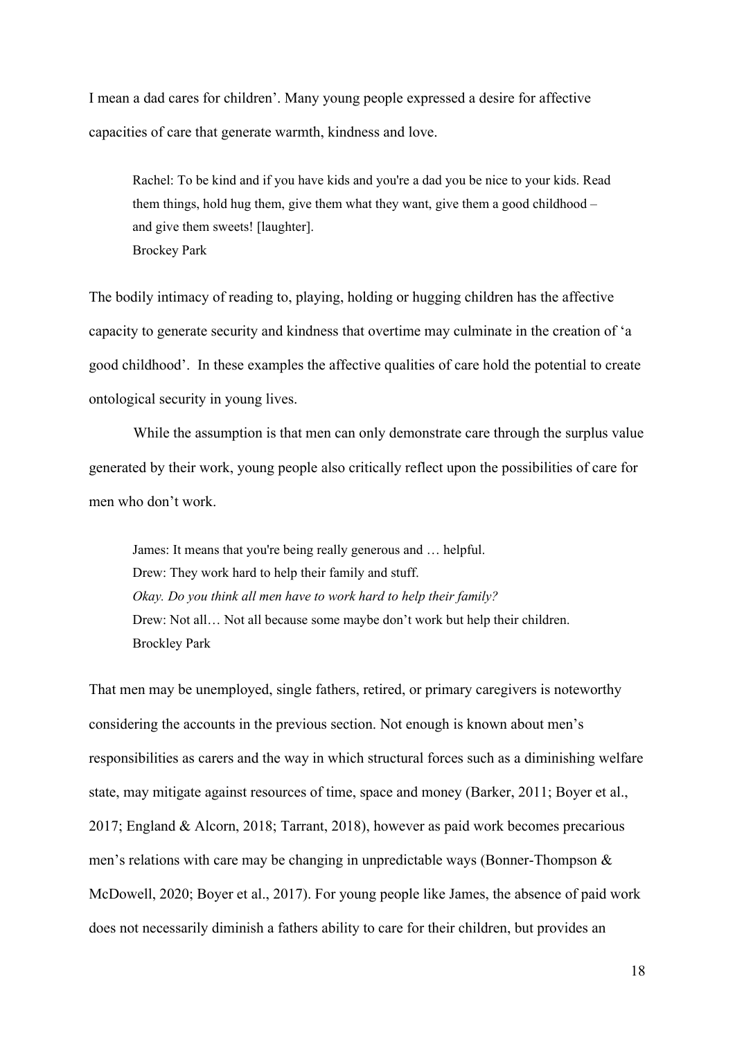I mean a dad cares for children'. Many young people expressed a desire for affective capacities of care that generate warmth, kindness and love.

> Rachel: To be kind and if you have kids and you're a dad you be nice to your kids. Read them things, hold hug them, give them what they want, give them a good childhood – and give them sweets! [laughter].
> Brockey Park

The bodily intimacy of reading to, playing, holding or hugging children has the affective capacity to generate security and kindness that overtime may culminate in the creation of 'a good childhood'. In these examples the affective qualities of care hold the potential to create ontological security in young lives.

While the assumption is that men can only demonstrate care through the surplus value generated by their work, young people also critically reflect upon the possibilities of care for men who don't work.

> James: It means that you're being really generous and … helpful.
> Drew: They work hard to help their family and stuff.
> *Okay. Do you think all men have to work hard to help their family?*
> Drew: Not all… Not all because some maybe don't work but help their children.
> Brockley Park

That men may be unemployed, single fathers, retired, or primary caregivers is noteworthy considering the accounts in the previous section. Not enough is known about men's responsibilities as carers and the way in which structural forces such as a diminishing welfare state, may mitigate against resources of time, space and money (Barker, 2011; Boyer et al., 2017; England & Alcorn, 2018; Tarrant, 2018), however as paid work becomes precarious men's relations with care may be changing in unpredictable ways (Bonner-Thompson & McDowell, 2020; Boyer et al., 2017). For young people like James, the absence of paid work does not necessarily diminish a fathers ability to care for their children, but provides an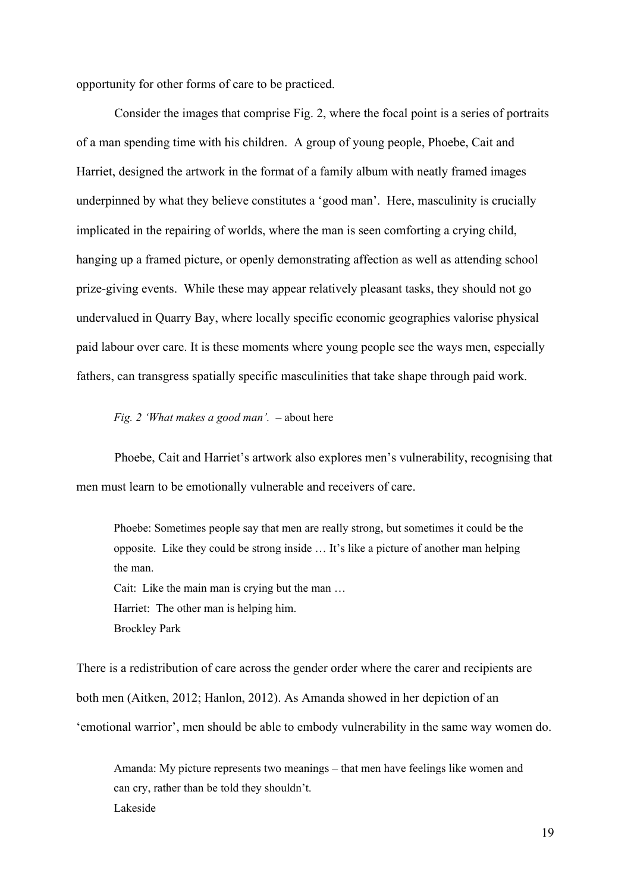opportunity for other forms of care to be practiced.

Consider the images that comprise Fig. 2, where the focal point is a series of portraits of a man spending time with his children. A group of young people, Phoebe, Cait and Harriet, designed the artwork in the format of a family album with neatly framed images underpinned by what they believe constitutes a 'good man'. Here, masculinity is crucially implicated in the repairing of worlds, where the man is seen comforting a crying child, hanging up a framed picture, or openly demonstrating affection as well as attending school prize-giving events. While these may appear relatively pleasant tasks, they should not go undervalued in Quarry Bay, where locally specific economic geographies valorise physical paid labour over care. It is these moments where young people see the ways men, especially fathers, can transgress spatially specific masculinities that take shape through paid work.

*Fig. 2 'What makes a good man'.* – about here

Phoebe, Cait and Harriet's artwork also explores men's vulnerability, recognising that men must learn to be emotionally vulnerable and receivers of care.

> Phoebe: Sometimes people say that men are really strong, but sometimes it could be the opposite. Like they could be strong inside … It's like a picture of another man helping the man.
> Cait: Like the main man is crying but the man …
> Harriet: The other man is helping him.
> Brockley Park

There is a redistribution of care across the gender order where the carer and recipients are both men (Aitken, 2012; Hanlon, 2012). As Amanda showed in her depiction of an 'emotional warrior', men should be able to embody vulnerability in the same way women do.

> Amanda: My picture represents two meanings – that men have feelings like women and can cry, rather than be told they shouldn't.
> Lakeside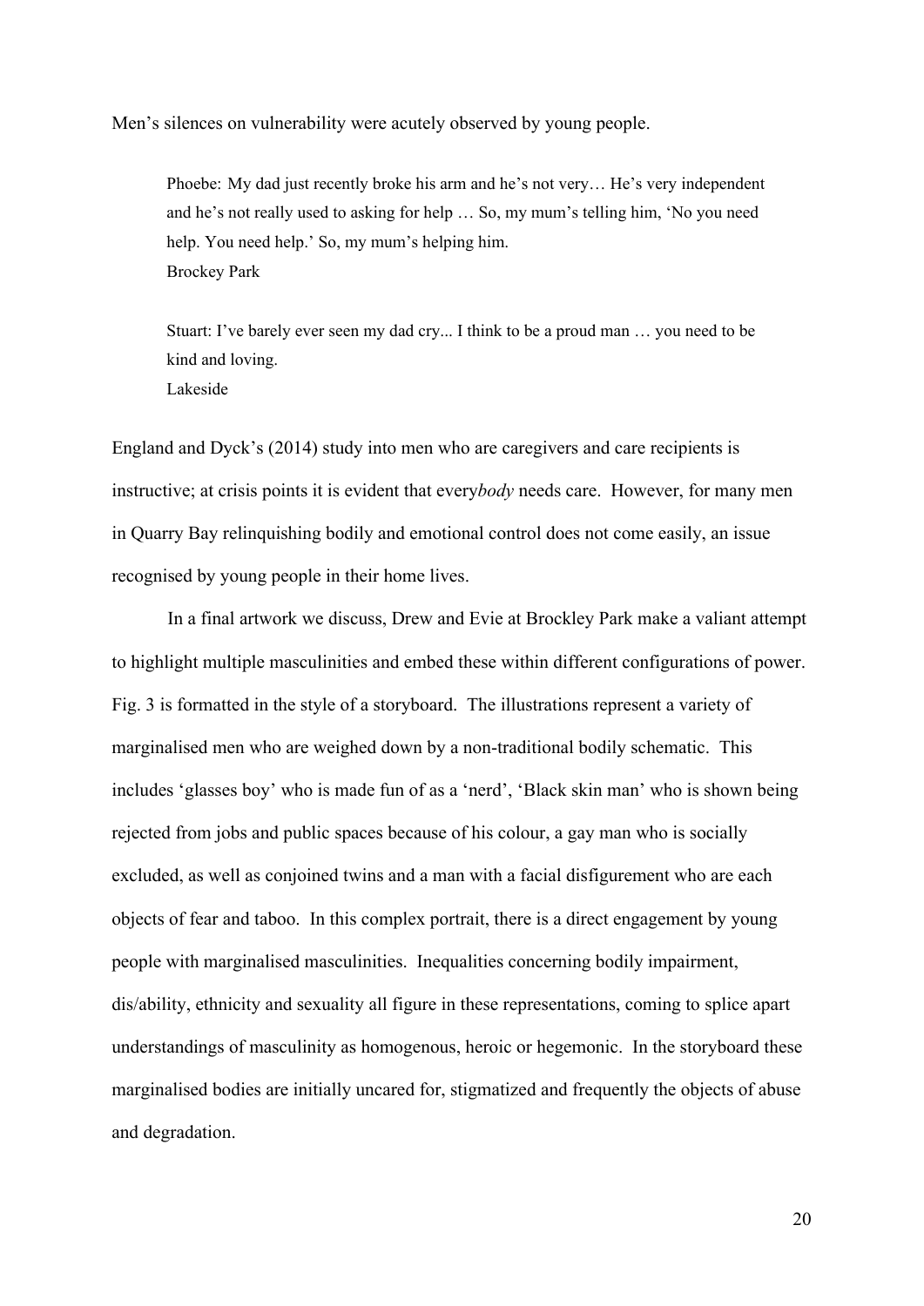Men's silences on vulnerability were acutely observed by young people.

> Phoebe: My dad just recently broke his arm and he's not very… He's very independent and he's not really used to asking for help … So, my mum's telling him, 'No you need help. You need help.' So, my mum's helping him.
> Brockey Park

> Stuart: I've barely ever seen my dad cry... I think to be a proud man … you need to be kind and loving.
> Lakeside

England and Dyck's (2014) study into men who are caregivers and care recipients is instructive; at crisis points it is evident that every*body* needs care. However, for many men in Quarry Bay relinquishing bodily and emotional control does not come easily, an issue recognised by young people in their home lives.

In a final artwork we discuss, Drew and Evie at Brockley Park make a valiant attempt to highlight multiple masculinities and embed these within different configurations of power. Fig. 3 is formatted in the style of a storyboard. The illustrations represent a variety of marginalised men who are weighed down by a non-traditional bodily schematic. This includes 'glasses boy' who is made fun of as a 'nerd', 'Black skin man' who is shown being rejected from jobs and public spaces because of his colour, a gay man who is socially excluded, as well as conjoined twins and a man with a facial disfigurement who are each objects of fear and taboo. In this complex portrait, there is a direct engagement by young people with marginalised masculinities. Inequalities concerning bodily impairment, dis/ability, ethnicity and sexuality all figure in these representations, coming to splice apart understandings of masculinity as homogenous, heroic or hegemonic. In the storyboard these marginalised bodies are initially uncared for, stigmatized and frequently the objects of abuse and degradation.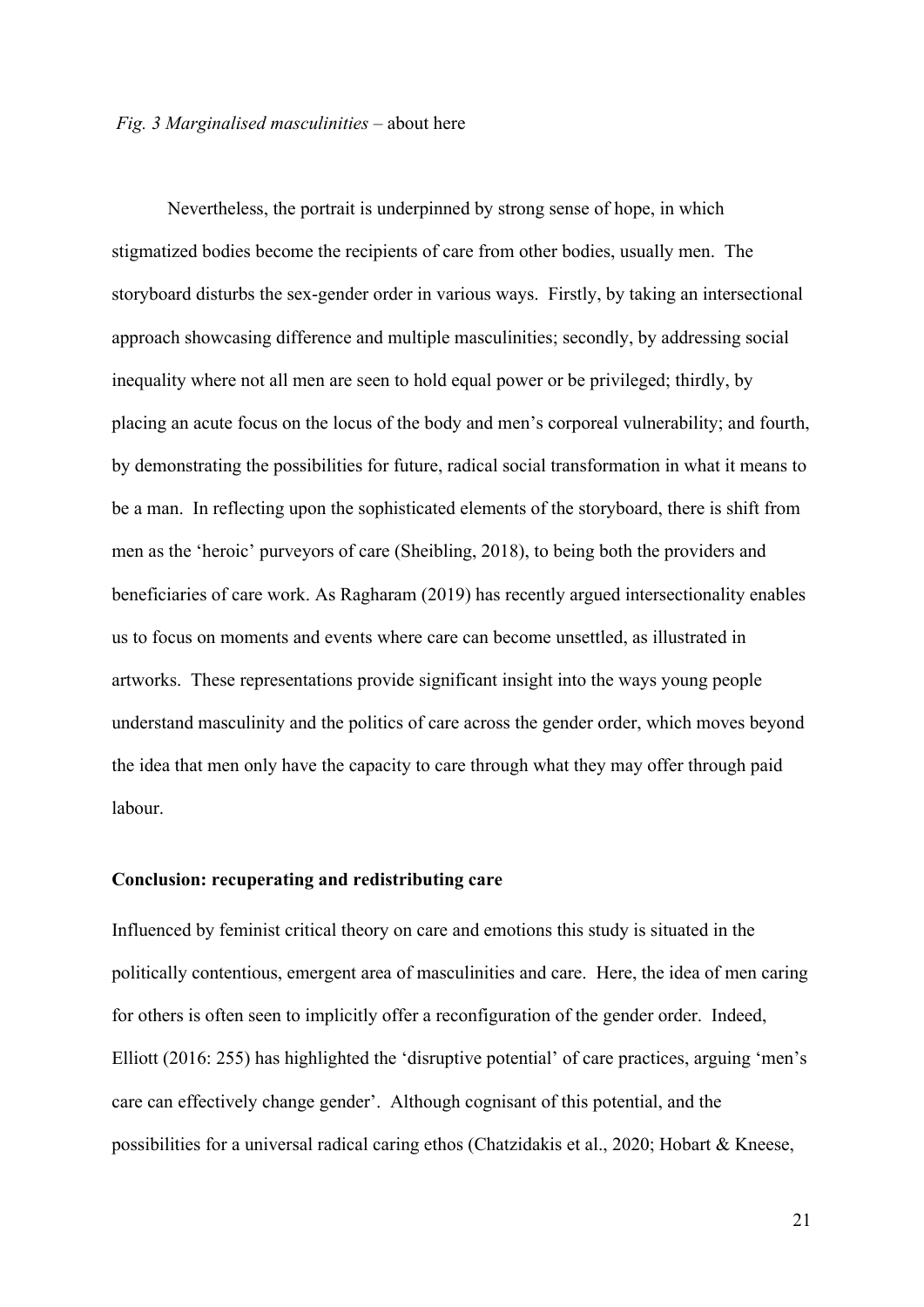*Fig. 3 Marginalised masculinities* – about here

Nevertheless, the portrait is underpinned by strong sense of hope, in which stigmatized bodies become the recipients of care from other bodies, usually men. The storyboard disturbs the sex-gender order in various ways. Firstly, by taking an intersectional approach showcasing difference and multiple masculinities; secondly, by addressing social inequality where not all men are seen to hold equal power or be privileged; thirdly, by placing an acute focus on the locus of the body and men's corporeal vulnerability; and fourth, by demonstrating the possibilities for future, radical social transformation in what it means to be a man. In reflecting upon the sophisticated elements of the storyboard, there is shift from men as the 'heroic' purveyors of care (Sheibling, 2018), to being both the providers and beneficiaries of care work. As Ragharam (2019) has recently argued intersectionality enables us to focus on moments and events where care can become unsettled, as illustrated in artworks. These representations provide significant insight into the ways young people understand masculinity and the politics of care across the gender order, which moves beyond the idea that men only have the capacity to care through what they may offer through paid labour.

## Conclusion: recuperating and redistributing care

Influenced by feminist critical theory on care and emotions this study is situated in the politically contentious, emergent area of masculinities and care. Here, the idea of men caring for others is often seen to implicitly offer a reconfiguration of the gender order. Indeed, Elliott (2016: 255) has highlighted the 'disruptive potential' of care practices, arguing 'men's care can effectively change gender'. Although cognisant of this potential, and the possibilities for a universal radical caring ethos (Chatzidakis et al., 2020; Hobart & Kneese,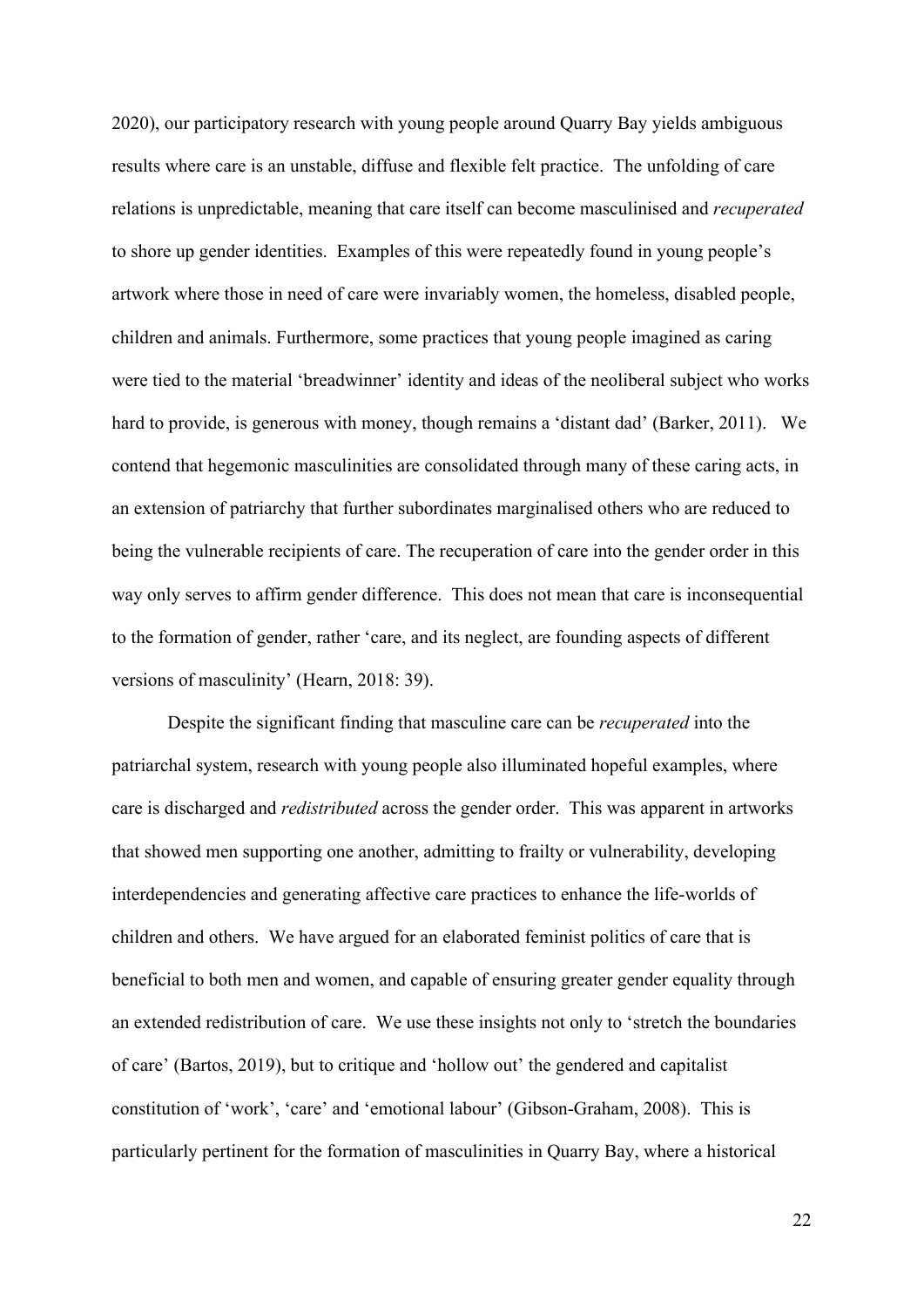2020), our participatory research with young people around Quarry Bay yields ambiguous results where care is an unstable, diffuse and flexible felt practice. The unfolding of care relations is unpredictable, meaning that care itself can become masculinised and *recuperated* to shore up gender identities. Examples of this were repeatedly found in young people's artwork where those in need of care were invariably women, the homeless, disabled people, children and animals. Furthermore, some practices that young people imagined as caring were tied to the material 'breadwinner' identity and ideas of the neoliberal subject who works hard to provide, is generous with money, though remains a 'distant dad' (Barker, 2011). We contend that hegemonic masculinities are consolidated through many of these caring acts, in an extension of patriarchy that further subordinates marginalised others who are reduced to being the vulnerable recipients of care. The recuperation of care into the gender order in this way only serves to affirm gender difference. This does not mean that care is inconsequential to the formation of gender, rather 'care, and its neglect, are founding aspects of different versions of masculinity' (Hearn, 2018: 39).

Despite the significant finding that masculine care can be *recuperated* into the patriarchal system, research with young people also illuminated hopeful examples, where care is discharged and *redistributed* across the gender order. This was apparent in artworks that showed men supporting one another, admitting to frailty or vulnerability, developing interdependencies and generating affective care practices to enhance the life-worlds of children and others. We have argued for an elaborated feminist politics of care that is beneficial to both men and women, and capable of ensuring greater gender equality through an extended redistribution of care. We use these insights not only to 'stretch the boundaries of care' (Bartos, 2019), but to critique and 'hollow out' the gendered and capitalist constitution of 'work', 'care' and 'emotional labour' (Gibson-Graham, 2008). This is particularly pertinent for the formation of masculinities in Quarry Bay, where a historical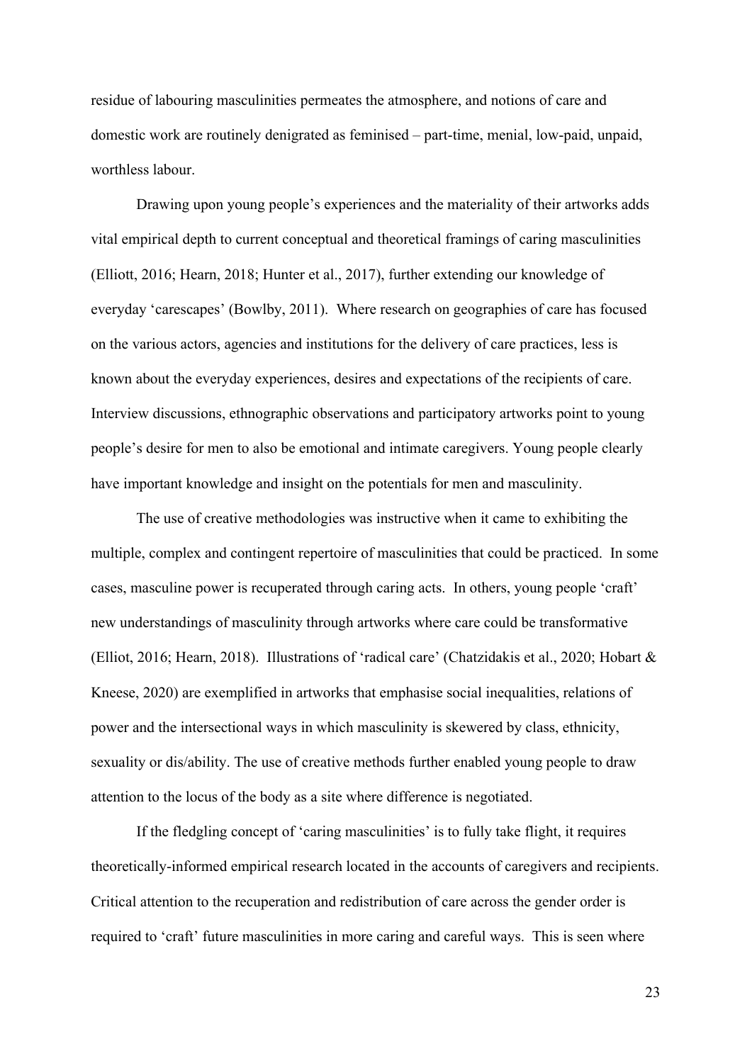residue of labouring masculinities permeates the atmosphere, and notions of care and domestic work are routinely denigrated as feminised – part-time, menial, low-paid, unpaid, worthless labour.

Drawing upon young people's experiences and the materiality of their artworks adds vital empirical depth to current conceptual and theoretical framings of caring masculinities (Elliott, 2016; Hearn, 2018; Hunter et al., 2017), further extending our knowledge of everyday 'carescapes' (Bowlby, 2011). Where research on geographies of care has focused on the various actors, agencies and institutions for the delivery of care practices, less is known about the everyday experiences, desires and expectations of the recipients of care. Interview discussions, ethnographic observations and participatory artworks point to young people's desire for men to also be emotional and intimate caregivers. Young people clearly have important knowledge and insight on the potentials for men and masculinity.

The use of creative methodologies was instructive when it came to exhibiting the multiple, complex and contingent repertoire of masculinities that could be practiced. In some cases, masculine power is recuperated through caring acts. In others, young people 'craft' new understandings of masculinity through artworks where care could be transformative (Elliot, 2016; Hearn, 2018). Illustrations of 'radical care' (Chatzidakis et al., 2020; Hobart & Kneese, 2020) are exemplified in artworks that emphasise social inequalities, relations of power and the intersectional ways in which masculinity is skewered by class, ethnicity, sexuality or dis/ability. The use of creative methods further enabled young people to draw attention to the locus of the body as a site where difference is negotiated.

If the fledgling concept of 'caring masculinities' is to fully take flight, it requires theoretically-informed empirical research located in the accounts of caregivers and recipients. Critical attention to the recuperation and redistribution of care across the gender order is required to 'craft' future masculinities in more caring and careful ways. This is seen where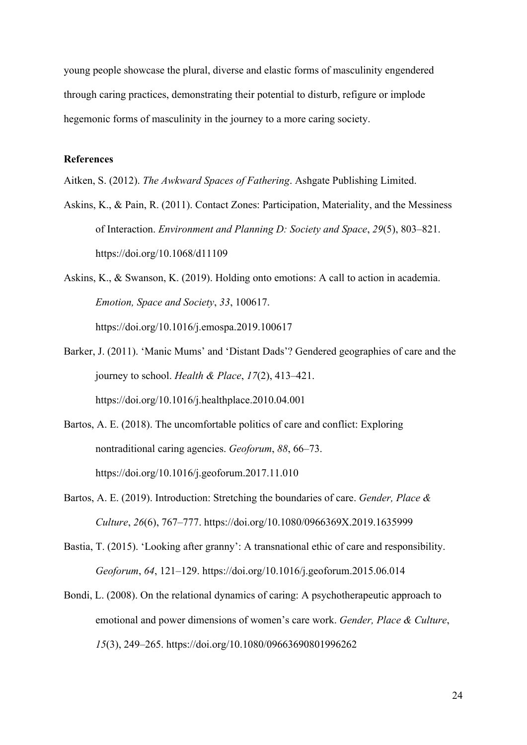young people showcase the plural, diverse and elastic forms of masculinity engendered through caring practices, demonstrating their potential to disturb, refigure or implode hegemonic forms of masculinity in the journey to a more caring society.

## References

Aitken, S. (2012). *The Awkward Spaces of Fathering*. Ashgate Publishing Limited.

Askins, K., & Pain, R. (2011). Contact Zones: Participation, Materiality, and the Messiness of Interaction. *Environment and Planning D: Society and Space*, *29*(5), 803–821. https://doi.org/10.1068/d11109

Askins, K., & Swanson, K. (2019). Holding onto emotions: A call to action in academia. *Emotion, Space and Society*, *33*, 100617. https://doi.org/10.1016/j.emospa.2019.100617

Barker, J. (2011). 'Manic Mums' and 'Distant Dads'? Gendered geographies of care and the journey to school. *Health & Place*, *17*(2), 413–421. https://doi.org/10.1016/j.healthplace.2010.04.001

Bartos, A. E. (2018). The uncomfortable politics of care and conflict: Exploring nontraditional caring agencies. *Geoforum*, *88*, 66–73. https://doi.org/10.1016/j.geoforum.2017.11.010

Bartos, A. E. (2019). Introduction: Stretching the boundaries of care. *Gender, Place & Culture*, *26*(6), 767–777. https://doi.org/10.1080/0966369X.2019.1635999

Bastia, T. (2015). 'Looking after granny': A transnational ethic of care and responsibility. *Geoforum*, *64*, 121–129. https://doi.org/10.1016/j.geoforum.2015.06.014

Bondi, L. (2008). On the relational dynamics of caring: A psychotherapeutic approach to emotional and power dimensions of women's care work. *Gender, Place & Culture*, *15*(3), 249–265. https://doi.org/10.1080/09663690801996262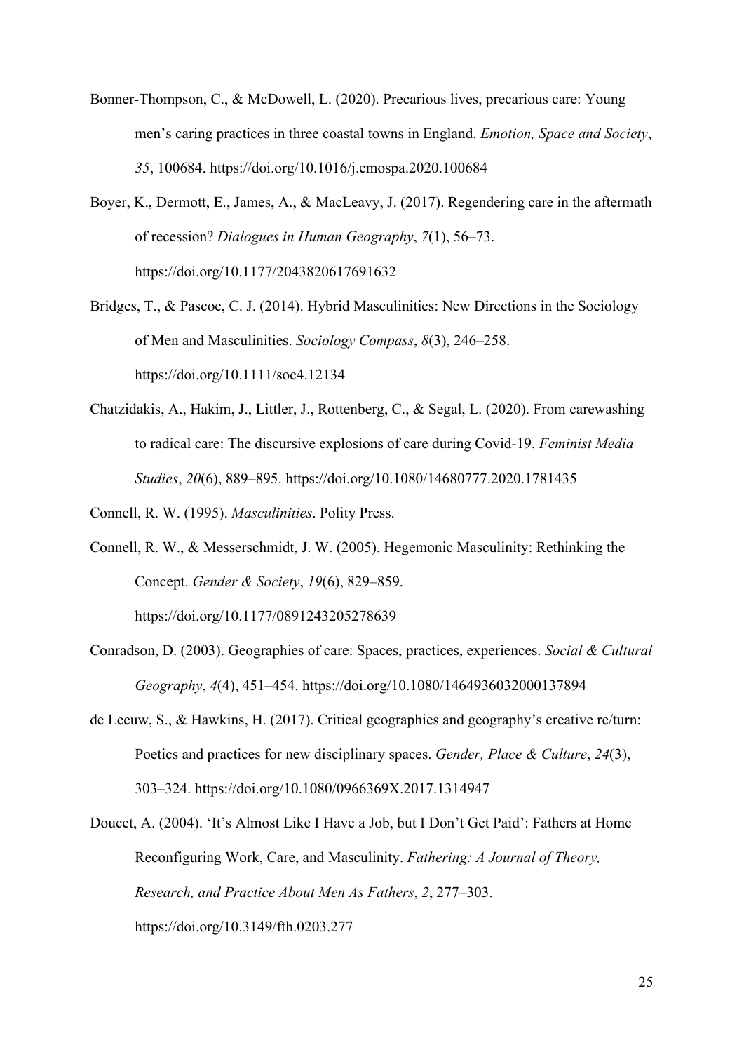Bonner-Thompson, C., & McDowell, L. (2020). Precarious lives, precarious care: Young men's caring practices in three coastal towns in England. *Emotion, Space and Society*, *35*, 100684. https://doi.org/10.1016/j.emospa.2020.100684

Boyer, K., Dermott, E., James, A., & MacLeavy, J. (2017). Regendering care in the aftermath of recession? *Dialogues in Human Geography*, *7*(1), 56–73. https://doi.org/10.1177/2043820617691632

Bridges, T., & Pascoe, C. J. (2014). Hybrid Masculinities: New Directions in the Sociology of Men and Masculinities. *Sociology Compass*, *8*(3), 246–258. https://doi.org/10.1111/soc4.12134

Chatzidakis, A., Hakim, J., Littler, J., Rottenberg, C., & Segal, L. (2020). From carewashing to radical care: The discursive explosions of care during Covid-19. *Feminist Media Studies*, *20*(6), 889–895. https://doi.org/10.1080/14680777.2020.1781435

Connell, R. W. (1995). *Masculinities*. Polity Press.

Connell, R. W., & Messerschmidt, J. W. (2005). Hegemonic Masculinity: Rethinking the Concept. *Gender & Society*, *19*(6), 829–859. https://doi.org/10.1177/0891243205278639

Conradson, D. (2003). Geographies of care: Spaces, practices, experiences. *Social & Cultural Geography*, *4*(4), 451–454. https://doi.org/10.1080/1464936032000137894

de Leeuw, S., & Hawkins, H. (2017). Critical geographies and geography's creative re/turn: Poetics and practices for new disciplinary spaces. *Gender, Place & Culture*, *24*(3), 303–324. https://doi.org/10.1080/0966369X.2017.1314947

Doucet, A. (2004). 'It's Almost Like I Have a Job, but I Don't Get Paid': Fathers at Home Reconfiguring Work, Care, and Masculinity. *Fathering: A Journal of Theory, Research, and Practice About Men As Fathers*, *2*, 277–303. https://doi.org/10.3149/fth.0203.277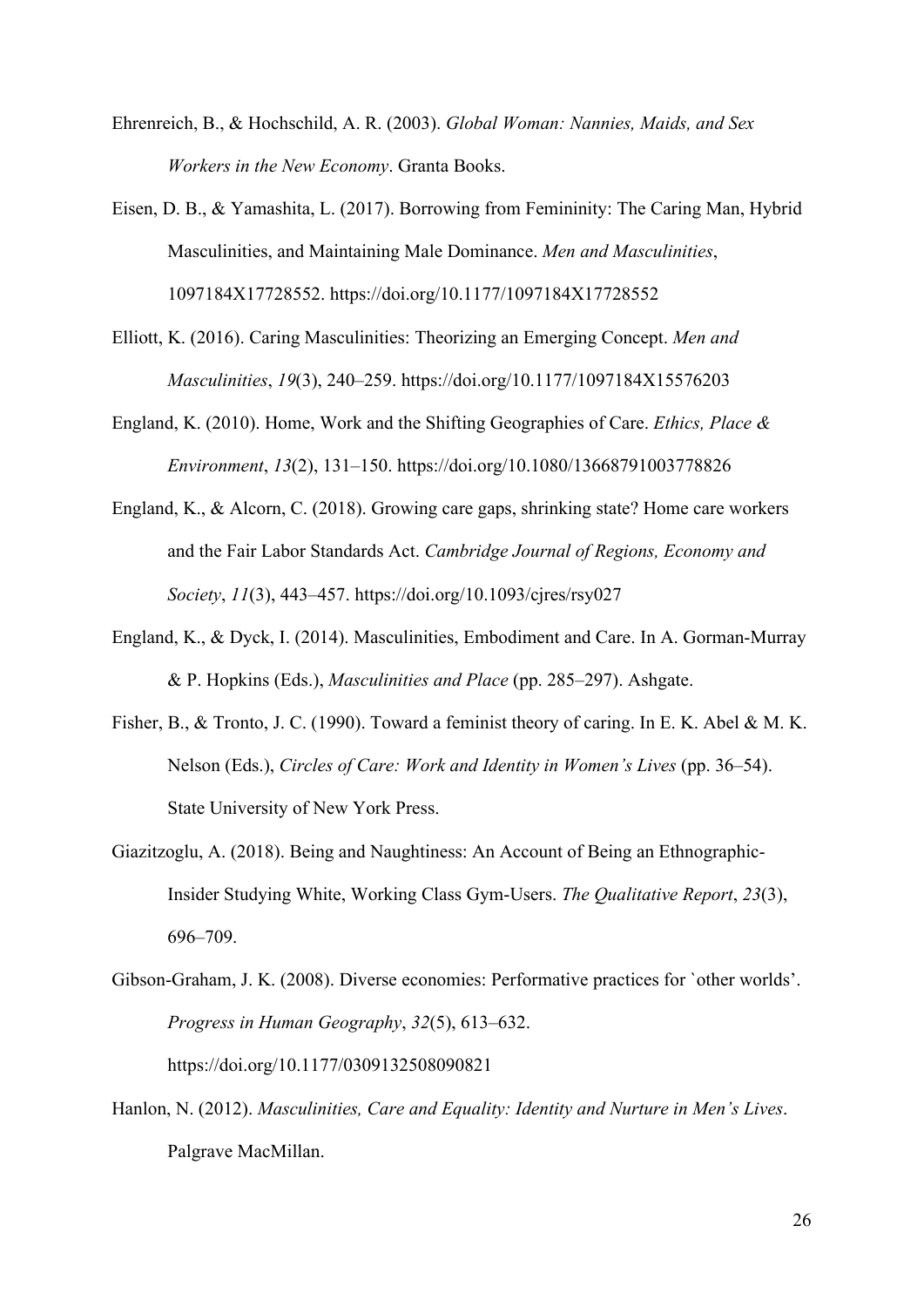Ehrenreich, B., & Hochschild, A. R. (2003). *Global Woman: Nannies, Maids, and Sex Workers in the New Economy*. Granta Books.

Eisen, D. B., & Yamashita, L. (2017). Borrowing from Femininity: The Caring Man, Hybrid Masculinities, and Maintaining Male Dominance. *Men and Masculinities*, 1097184X17728552. https://doi.org/10.1177/1097184X17728552

Elliott, K. (2016). Caring Masculinities: Theorizing an Emerging Concept. *Men and Masculinities*, *19*(3), 240–259. https://doi.org/10.1177/1097184X15576203

England, K. (2010). Home, Work and the Shifting Geographies of Care. *Ethics, Place & Environment*, *13*(2), 131–150. https://doi.org/10.1080/13668791003778826

England, K., & Alcorn, C. (2018). Growing care gaps, shrinking state? Home care workers and the Fair Labor Standards Act. *Cambridge Journal of Regions, Economy and Society*, *11*(3), 443–457. https://doi.org/10.1093/cjres/rsy027

England, K., & Dyck, I. (2014). Masculinities, Embodiment and Care. In A. Gorman-Murray & P. Hopkins (Eds.), *Masculinities and Place* (pp. 285–297). Ashgate.

Fisher, B., & Tronto, J. C. (1990). Toward a feminist theory of caring. In E. K. Abel & M. K. Nelson (Eds.), *Circles of Care: Work and Identity in Women's Lives* (pp. 36–54). State University of New York Press.

Giazitzoglu, A. (2018). Being and Naughtiness: An Account of Being an Ethnographic-Insider Studying White, Working Class Gym-Users. *The Qualitative Report*, *23*(3), 696–709.

Gibson-Graham, J. K. (2008). Diverse economies: Performative practices for `other worlds'. *Progress in Human Geography*, *32*(5), 613–632. https://doi.org/10.1177/0309132508090821

Hanlon, N. (2012). *Masculinities, Care and Equality: Identity and Nurture in Men's Lives*. Palgrave MacMillan.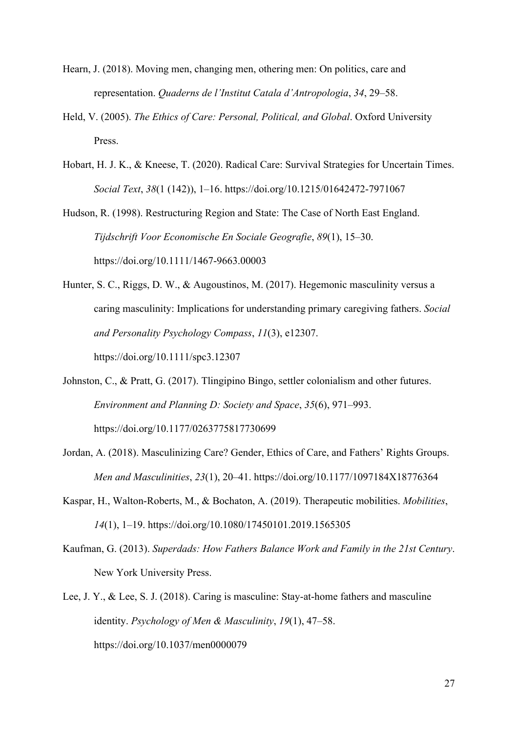Hearn, J. (2018). Moving men, changing men, othering men: On politics, care and representation. *Quaderns de l'Institut Catala d'Antropologia*, *34*, 29–58.

Held, V. (2005). *The Ethics of Care: Personal, Political, and Global*. Oxford University Press.

Hobart, H. J. K., & Kneese, T. (2020). Radical Care: Survival Strategies for Uncertain Times. *Social Text*, *38*(1 (142)), 1–16. https://doi.org/10.1215/01642472-7971067

Hudson, R. (1998). Restructuring Region and State: The Case of North East England. *Tijdschrift Voor Economische En Sociale Geografie*, *89*(1), 15–30. https://doi.org/10.1111/1467-9663.00003

Hunter, S. C., Riggs, D. W., & Augoustinos, M. (2017). Hegemonic masculinity versus a caring masculinity: Implications for understanding primary caregiving fathers. *Social and Personality Psychology Compass*, *11*(3), e12307. https://doi.org/10.1111/spc3.12307

Johnston, C., & Pratt, G. (2017). Tlingipino Bingo, settler colonialism and other futures. *Environment and Planning D: Society and Space*, *35*(6), 971–993. https://doi.org/10.1177/0263775817730699

Jordan, A. (2018). Masculinizing Care? Gender, Ethics of Care, and Fathers' Rights Groups. *Men and Masculinities*, *23*(1), 20–41. https://doi.org/10.1177/1097184X18776364

Kaspar, H., Walton-Roberts, M., & Bochaton, A. (2019). Therapeutic mobilities. *Mobilities*, *14*(1), 1–19. https://doi.org/10.1080/17450101.2019.1565305

Kaufman, G. (2013). *Superdads: How Fathers Balance Work and Family in the 21st Century*. New York University Press.

Lee, J. Y., & Lee, S. J. (2018). Caring is masculine: Stay-at-home fathers and masculine identity. *Psychology of Men & Masculinity*, *19*(1), 47–58. https://doi.org/10.1037/men0000079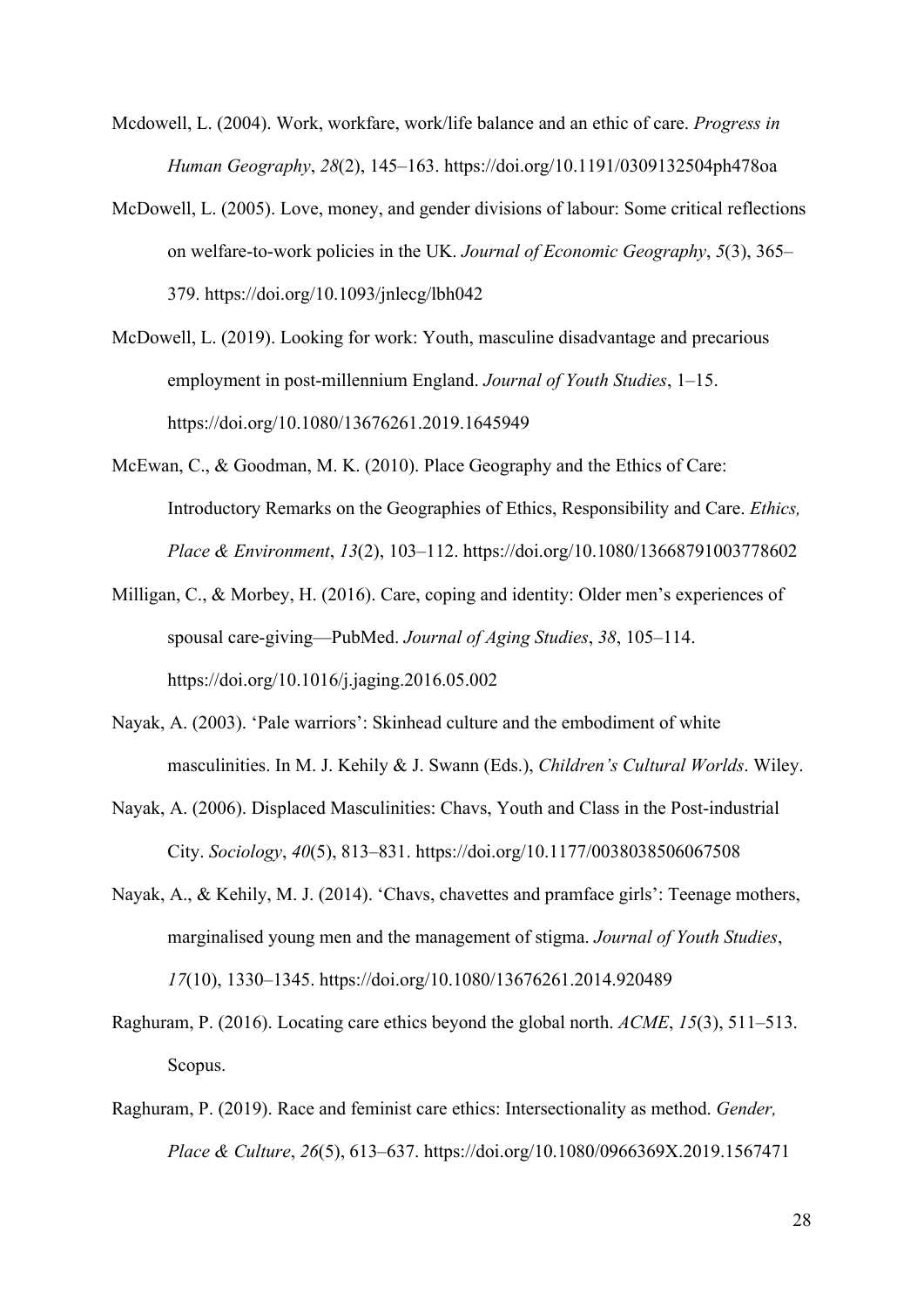Mcdowell, L. (2004). Work, workfare, work/life balance and an ethic of care. *Progress in Human Geography*, *28*(2), 145–163. https://doi.org/10.1191/0309132504ph478oa

McDowell, L. (2005). Love, money, and gender divisions of labour: Some critical reflections on welfare-to-work policies in the UK. *Journal of Economic Geography*, *5*(3), 365–379. https://doi.org/10.1093/jnlecg/lbh042

McDowell, L. (2019). Looking for work: Youth, masculine disadvantage and precarious employment in post-millennium England. *Journal of Youth Studies*, 1–15. https://doi.org/10.1080/13676261.2019.1645949

McEwan, C., & Goodman, M. K. (2010). Place Geography and the Ethics of Care: Introductory Remarks on the Geographies of Ethics, Responsibility and Care. *Ethics, Place & Environment*, *13*(2), 103–112. https://doi.org/10.1080/13668791003778602

Milligan, C., & Morbey, H. (2016). Care, coping and identity: Older men's experiences of spousal care-giving—PubMed. *Journal of Aging Studies*, *38*, 105–114. https://doi.org/10.1016/j.jaging.2016.05.002

Nayak, A. (2003). 'Pale warriors': Skinhead culture and the embodiment of white masculinities. In M. J. Kehily & J. Swann (Eds.), *Children's Cultural Worlds*. Wiley.

Nayak, A. (2006). Displaced Masculinities: Chavs, Youth and Class in the Post-industrial City. *Sociology*, *40*(5), 813–831. https://doi.org/10.1177/0038038506067508

Nayak, A., & Kehily, M. J. (2014). 'Chavs, chavettes and pramface girls': Teenage mothers, marginalised young men and the management of stigma. *Journal of Youth Studies*, *17*(10), 1330–1345. https://doi.org/10.1080/13676261.2014.920489

Raghuram, P. (2016). Locating care ethics beyond the global north. *ACME*, *15*(3), 511–513. Scopus.

Raghuram, P. (2019). Race and feminist care ethics: Intersectionality as method. *Gender, Place & Culture*, *26*(5), 613–637. https://doi.org/10.1080/0966369X.2019.1567471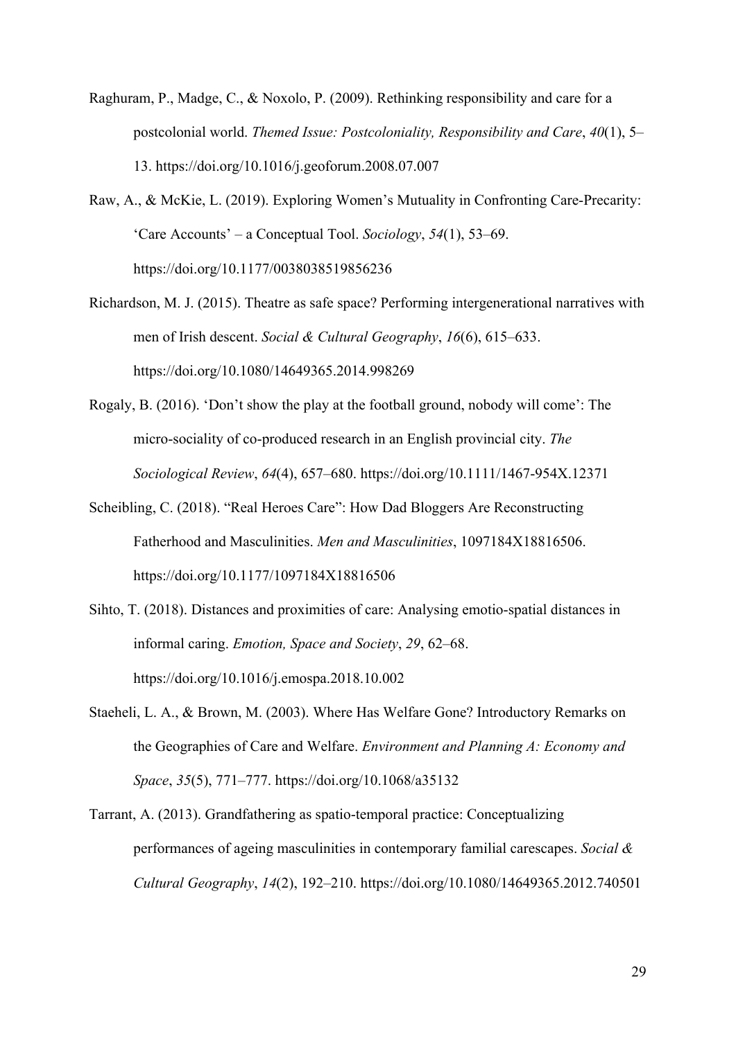Raghuram, P., Madge, C., & Noxolo, P. (2009). Rethinking responsibility and care for a postcolonial world. *Themed Issue: Postcoloniality, Responsibility and Care*, *40*(1), 5–13. https://doi.org/10.1016/j.geoforum.2008.07.007

Raw, A., & McKie, L. (2019). Exploring Women's Mutuality in Confronting Care-Precarity: 'Care Accounts' – a Conceptual Tool. *Sociology*, *54*(1), 53–69. https://doi.org/10.1177/0038038519856236

Richardson, M. J. (2015). Theatre as safe space? Performing intergenerational narratives with men of Irish descent. *Social & Cultural Geography*, *16*(6), 615–633. https://doi.org/10.1080/14649365.2014.998269

Rogaly, B. (2016). 'Don't show the play at the football ground, nobody will come': The micro-sociality of co-produced research in an English provincial city. *The Sociological Review*, *64*(4), 657–680. https://doi.org/10.1111/1467-954X.12371

Scheibling, C. (2018). "Real Heroes Care": How Dad Bloggers Are Reconstructing Fatherhood and Masculinities. *Men and Masculinities*, 1097184X18816506. https://doi.org/10.1177/1097184X18816506

Sihto, T. (2018). Distances and proximities of care: Analysing emotio-spatial distances in informal caring. *Emotion, Space and Society*, *29*, 62–68. https://doi.org/10.1016/j.emospa.2018.10.002

Staeheli, L. A., & Brown, M. (2003). Where Has Welfare Gone? Introductory Remarks on the Geographies of Care and Welfare. *Environment and Planning A: Economy and Space*, *35*(5), 771–777. https://doi.org/10.1068/a35132

Tarrant, A. (2013). Grandfathering as spatio-temporal practice: Conceptualizing performances of ageing masculinities in contemporary familial carescapes. *Social & Cultural Geography*, *14*(2), 192–210. https://doi.org/10.1080/14649365.2012.740501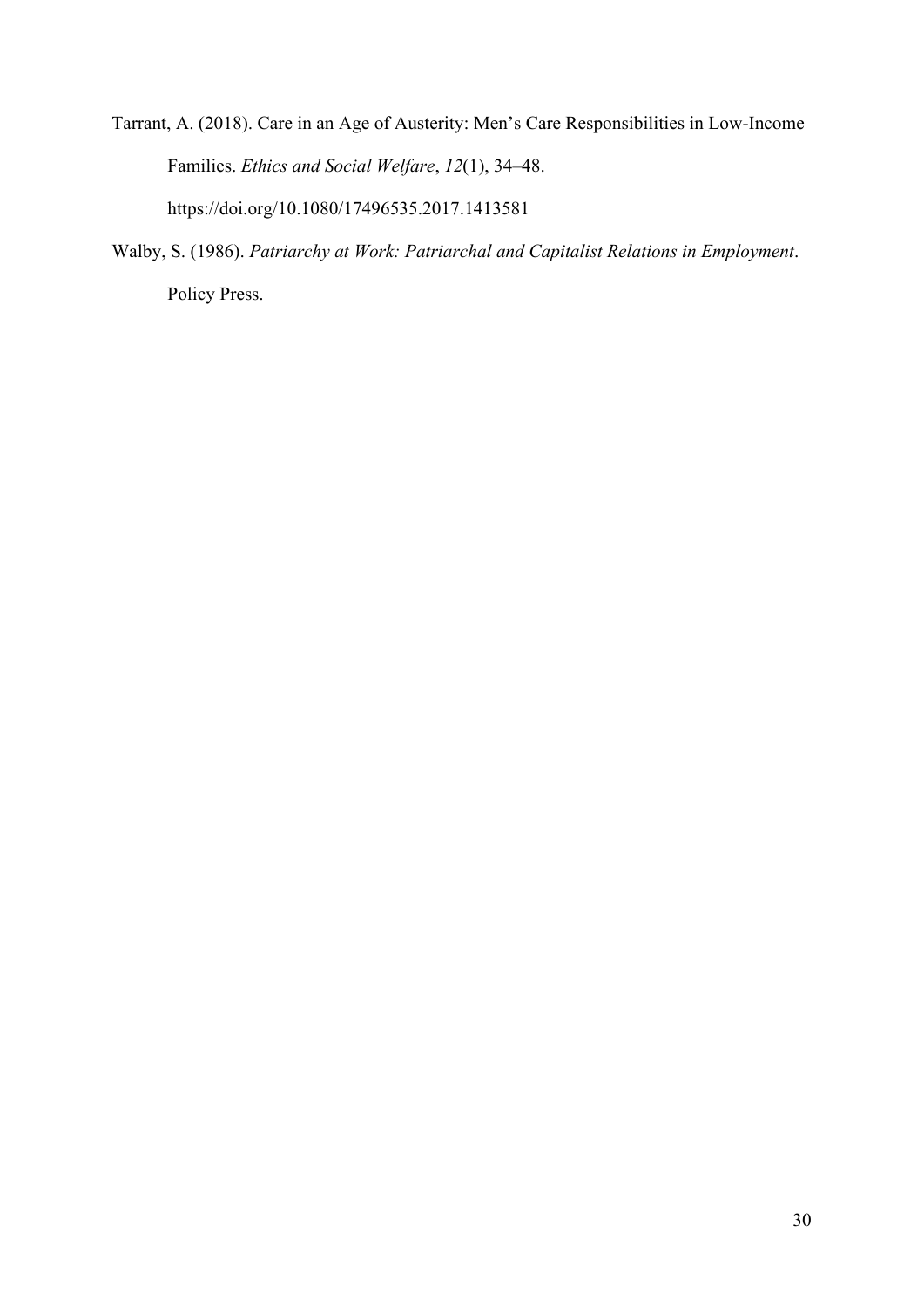Tarrant, A. (2018). Care in an Age of Austerity: Men's Care Responsibilities in Low-Income Families. *Ethics and Social Welfare*, *12*(1), 34–48. https://doi.org/10.1080/17496535.2017.1413581

Walby, S. (1986). *Patriarchy at Work: Patriarchal and Capitalist Relations in Employment*. Policy Press.